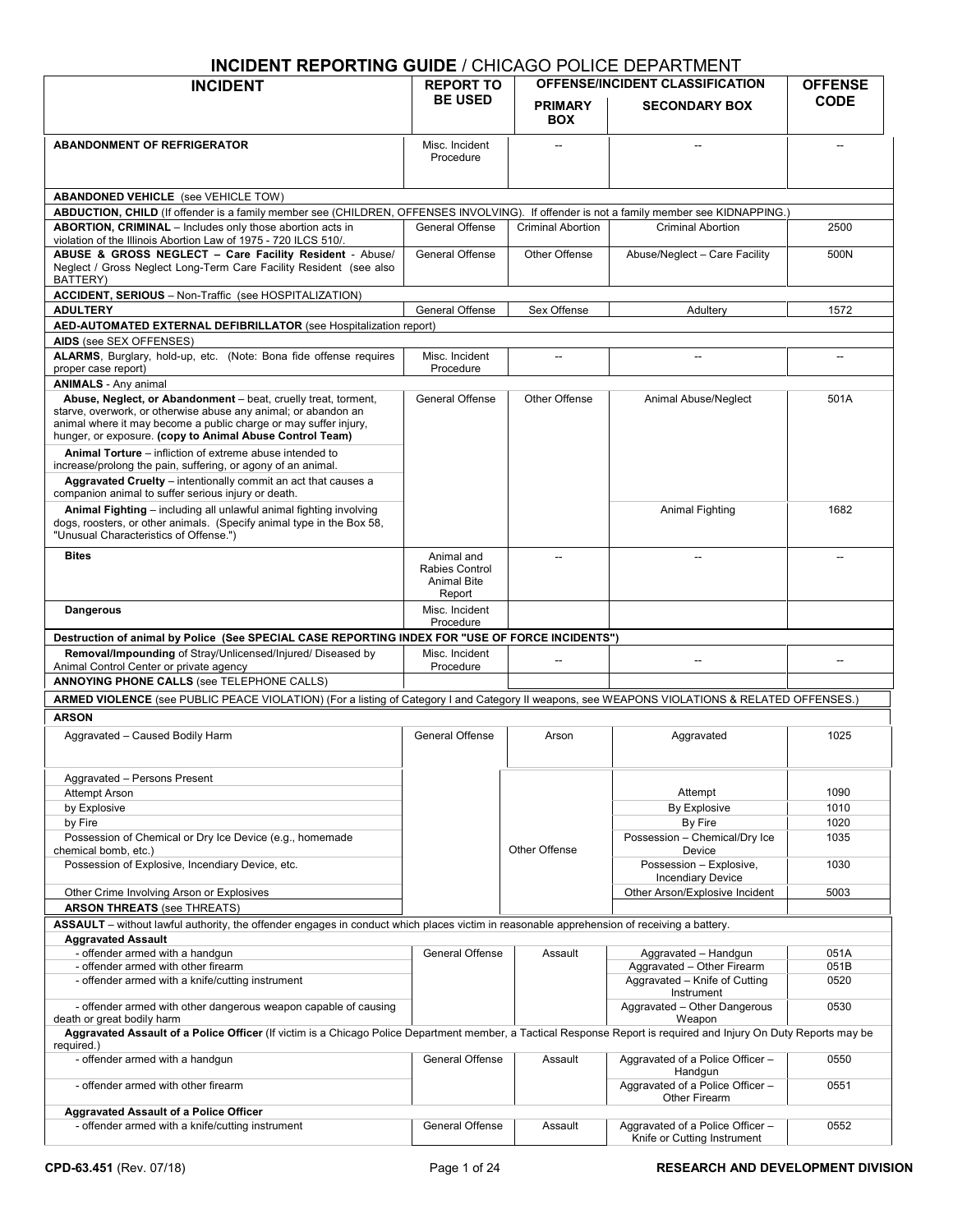# INCIDENT REPORTING GUIDE / CHICAGO POLICE DEPARTMENT

| INCIDENT | REPORT TO BE USED | OFFENSE/INCIDENT CLASSIFICATION PRIMARY BOX | SECONDARY BOX | OFFENSE CODE |
|---|---|---|---|---|
| **ABANDONMENT OF REFRIGERATOR** | Misc. Incident Procedure | -- | -- | -- |
| **ABANDONED VEHICLE** (see VEHICLE TOW) | | | | |
| **ABDUCTION, CHILD** (If offender is a family member see (CHILDREN, OFFENSES INVOLVING). If offender is not a family member see KIDNAPPING.) | | | | |
| **ABORTION, CRIMINAL** – Includes only those abortion acts in violation of the Illinois Abortion Law of 1975 - 720 ILCS 510/. | General Offense | Criminal Abortion | Criminal Abortion | 2500 |
| **ABUSE & GROSS NEGLECT – Care Facility Resident** - Abuse/ Neglect / Gross Neglect Long-Term Care Facility Resident (see also BATTERY) | General Offense | Other Offense | Abuse/Neglect – Care Facility | 500N |
| **ACCIDENT, SERIOUS** – Non-Traffic (see HOSPITALIZATION) | | | | |
| **ADULTERY** | General Offense | Sex Offense | Adultery | 1572 |
| **AED-AUTOMATED EXTERNAL DEFIBRILLATOR** (see Hospitalization report) | | | | |
| **AIDS** (see SEX OFFENSES) | | | | |
| **ALARMS**, Burglary, hold-up, etc. (Note: Bona fide offense requires proper case report) | Misc. Incident Procedure | -- | -- | -- |
| **ANIMALS** - Any animal | | | | |
| **Abuse, Neglect, or Abandonment** – beat, cruelly treat, torment, starve, overwork, or otherwise abuse any animal; or abandon an animal where it may become a public charge or may suffer injury, hunger, or exposure. **(copy to Animal Abuse Control Team)** | General Offense | Other Offense | Animal Abuse/Neglect | 501A |
| **Animal Torture** – infliction of extreme abuse intended to increase/prolong the pain, suffering, or agony of an animal. | | | | |
| **Aggravated Cruelty** – intentionally commit an act that causes a companion animal to suffer serious injury or death. | | | | |
| **Animal Fighting** – including all unlawful animal fighting involving dogs, roosters, or other animals. (Specify animal type in the Box 58, "Unusual Characteristics of Offense.") | | | Animal Fighting | 1682 |
| **Bites** | Animal and Rabies Control Animal Bite Report | -- | -- | -- |
| **Dangerous** | Misc. Incident Procedure | | | |
| **Destruction of animal by Police (See SPECIAL CASE REPORTING INDEX FOR "USE OF FORCE INCIDENTS")** | | | | |
| **Removal/Impounding** of Stray/Unlicensed/Injured/ Diseased by Animal Control Center or private agency | Misc. Incident Procedure | -- | -- | -- |
| **ANNOYING PHONE CALLS** (see TELEPHONE CALLS) | | | | |
| **ARMED VIOLENCE** (see PUBLIC PEACE VIOLATION) (For a listing of Category I and Category II weapons, see WEAPONS VIOLATIONS & RELATED OFFENSES.) | | | | |
| **ARSON** | | | | |
| Aggravated – Caused Bodily Harm | General Offense | Arson | Aggravated | 1025 |
| Aggravated – Persons Present | | Other Offense | | |
| Attempt Arson | | | Attempt | 1090 |
| by Explosive | | | By Explosive | 1010 |
| by Fire | | | By Fire | 1020 |
| Possession of Chemical or Dry Ice Device (e.g., homemade chemical bomb, etc.) | | | Possession – Chemical/Dry Ice Device | 1035 |
| Possession of Explosive, Incendiary Device, etc. | | | Possession – Explosive, Incendiary Device | 1030 |
| Other Crime Involving Arson or Explosives | | | Other Arson/Explosive Incident | 5003 |
| **ARSON THREATS** (see THREATS) | | | | |
| **ASSAULT** – without lawful authority, the offender engages in conduct which places victim in reasonable apprehension of receiving a battery. | | | | |
| **Aggravated Assault** | | | | |
| - offender armed with a handgun | General Offense | Assault | Aggravated – Handgun | 051A |
| - offender armed with other firearm | | | Aggravated – Other Firearm | 051B |
| - offender armed with a knife/cutting instrument | | | Aggravated – Knife of Cutting Instrument | 0520 |
| - offender armed with other dangerous weapon capable of causing death or great bodily harm | | | Aggravated – Other Dangerous Weapon | 0530 |
| **Aggravated Assault of a Police Officer** (If victim is a Chicago Police Department member, a Tactical Response Report is required and Injury On Duty Reports may be required.) | | | | |
| - offender armed with a handgun | General Offense | Assault | Aggravated of a Police Officer – Handgun | 0550 |
| - offender armed with other firearm | | | Aggravated of a Police Officer – Other Firearm | 0551 |
| **Aggravated Assault of a Police Officer** | | | | |
| - offender armed with a knife/cutting instrument | General Offense | Assault | Aggravated of a Police Officer – Knife or Cutting Instrument | 0552 |

CPD-63.451 (Rev. 07/18) — RESEARCH AND DEVELOPMENT DIVISION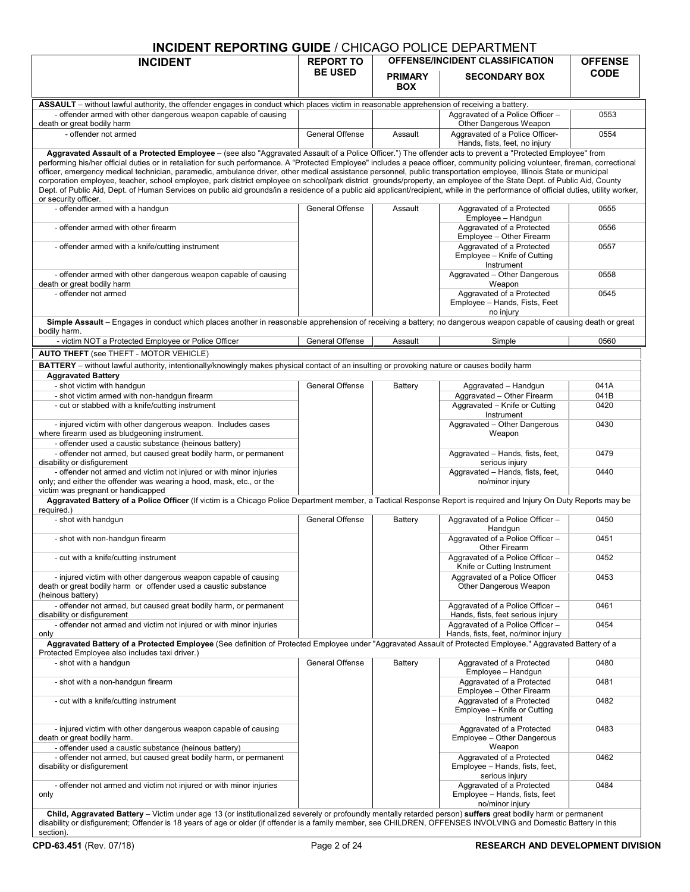# INCIDENT REPORTING GUIDE / CHICAGO POLICE DEPARTMENT

| INCIDENT | REPORT TO BE USED | OFFENSE/INCIDENT CLASSIFICATION PRIMARY BOX | SECONDARY BOX | OFFENSE CODE |
|---|---|---|---|---|
| **ASSAULT** – without lawful authority, the offender engages in conduct which places victim in reasonable apprehension of receiving a battery. | | | | |
| - offender armed with other dangerous weapon capable of causing death or great bodily harm | | | Aggravated of a Police Officer – Other Dangerous Weapon | 0553 |
| - offender not armed | General Offense | Assault | Aggravated of a Police Officer- Hands, fists, feet, no injury | 0554 |
| **Aggravated Assault of a Protected Employee** – (see also "Aggravated Assault of a Police Officer.") The offender acts to prevent a "Protected Employee" from performing his/her official duties or in retaliation for such performance. A "Protected Employee" includes a peace officer, community policing volunteer, fireman, correctional officer, emergency medical technician, paramedic, ambulance driver, other medical assistance personnel, public transportation employee, Illinois State or municipal corporation employee, teacher, school employee, park district employee on school/park district grounds/property, an employee of the State Dept. of Public Aid, County Dept. of Public Aid, Dept. of Human Services on public aid grounds/in a residence of a public aid applicant/recipient, while in the performance of official duties, utility worker, or security officer. | | | | |
| - offender armed with a handgun | General Offense | Assault | Aggravated of a Protected Employee – Handgun | 0555 |
| - offender armed with other firearm | | | Aggravated of a Protected Employee – Other Firearm | 0556 |
| - offender armed with a knife/cutting instrument | | | Aggravated of a Protected Employee – Knife of Cutting Instrument | 0557 |
| - offender armed with other dangerous weapon capable of causing death or great bodily harm | | | Aggravated – Other Dangerous Weapon | 0558 |
| - offender not armed | | | Aggravated of a Protected Employee – Hands, Fists, Feet no injury | 0545 |
| **Simple Assault** – Engages in conduct which places another in reasonable apprehension of receiving a battery; no dangerous weapon capable of causing death or great bodily harm. | | | | |
| - victim NOT a Protected Employee or Police Officer | General Offense | Assault | Simple | 0560 |
| **AUTO THEFT** (see THEFT - MOTOR VEHICLE) | | | | |
| **BATTERY** – without lawful authority, intentionally/knowingly makes physical contact of an insulting or provoking nature or causes bodily harm | | | | |
| **Aggravated Battery** | | | | |
| - shot victim with handgun | General Offense | Battery | Aggravated – Handgun | 041A |
| - shot victim armed with non-handgun firearm | | | Aggravated – Other Firearm | 041B |
| - cut or stabbed with a knife/cutting instrument | | | Aggravated – Knife or Cutting Instrument | 0420 |
| - injured victim with other dangerous weapon. Includes cases where firearm used as bludgeoning instrument. - offender used a caustic substance (heinous battery) | | | Aggravated – Other Dangerous Weapon | 0430 |
| - offender not armed, but caused great bodily harm, or permanent disability or disfigurement | | | Aggravated – Hands, fists, feet, serious injury | 0479 |
| - offender not armed and victim not injured or with minor injuries only; and either the offender was wearing a hood, mask, etc., or the victim was pregnant or handicapped | | | Aggravated – Hands, fists, feet, no/minor injury | 0440 |
| **Aggravated Battery of a Police Officer** (If victim is a Chicago Police Department member, a Tactical Response Report is required and Injury On Duty Reports may be required.) | | | | |
| - shot with handgun | General Offense | Battery | Aggravated of a Police Officer – Handgun | 0450 |
| - shot with non-handgun firearm | | | Aggravated of a Police Officer – Other Firearm | 0451 |
| - cut with a knife/cutting instrument | | | Aggravated of a Police Officer – Knife or Cutting Instrument | 0452 |
| - injured victim with other dangerous weapon capable of causing death or great bodily harm or offender used a caustic substance (heinous battery) | | | Aggravated of a Police Officer Other Dangerous Weapon | 0453 |
| - offender not armed, but caused great bodily harm, or permanent disability or disfigurement | | | Aggravated of a Police Officer – Hands, fists, feet serious injury | 0461 |
| - offender not armed and victim not injured or with minor injuries only | | | Aggravated of a Police Officer – Hands, fists, feet, no/minor injury | 0454 |
| **Aggravated Battery of a Protected Employee** (See definition of Protected Employee under "Aggravated Assault of Protected Employee." Aggravated Battery of a Protected Employee also includes taxi driver.) | | | | |
| - shot with a handgun | General Offense | Battery | Aggravated of a Protected Employee – Handgun | 0480 |
| - shot with a non-handgun firearm | | | Aggravated of a Protected Employee – Other Firearm | 0481 |
| - cut with a knife/cutting instrument | | | Aggravated of a Protected Employee – Knife or Cutting Instrument | 0482 |
| - injured victim with other dangerous weapon capable of causing death or great bodily harm. - offender used a caustic substance (heinous battery) | | | Aggravated of a Protected Employee – Other Dangerous Weapon | 0483 |
| - offender not armed, but caused great bodily harm, or permanent disability or disfigurement | | | Aggravated of a Protected Employee – Hands, fists, feet, serious injury | 0462 |
| - offender not armed and victim not injured or with minor injuries only | | | Aggravated of a Protected Employee – Hands, fists, feet no/minor injury | 0484 |
| **Child, Aggravated Battery** – Victim under age 13 (or institutionalized severely or profoundly mentally retarded person) **suffers** great bodily harm or permanent disability or disfigurement; Offender is 18 years of age or older (if offender is a family member, see CHILDREN, OFFENSES INVOLVING and Domestic Battery in this section). | | | | |

**CPD-63.451** (Rev. 07/18) RESEARCH AND DEVELOPMENT DIVISION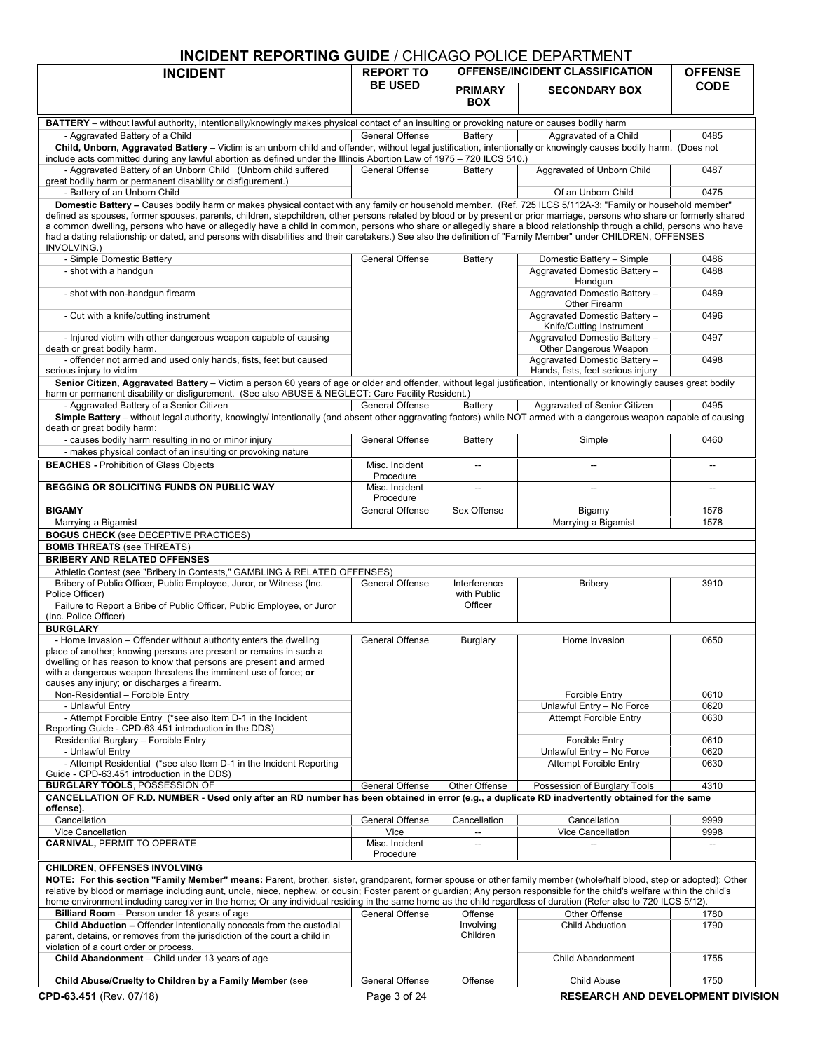# INCIDENT REPORTING GUIDE / CHICAGO POLICE DEPARTMENT

| INCIDENT | REPORT TO BE USED | OFFENSE/INCIDENT CLASSIFICATION PRIMARY BOX | OFFENSE/INCIDENT CLASSIFICATION SECONDARY BOX | OFFENSE CODE |
|---|---|---|---|---|
| **BATTERY** – without lawful authority, intentionally/knowingly makes physical contact of an insulting or provoking nature or causes bodily harm | | | | |
| - Aggravated Battery of a Child | General Offense | Battery | Aggravated of a Child | 0485 |
| **Child, Unborn, Aggravated Battery** – Victim is an unborn child and offender, without legal justification, intentionally or knowingly causes bodily harm. (Does not include acts committed during any lawful abortion as defined under the Illinois Abortion Law of 1975 – 720 ILCS 510.) | | | | |
| - Aggravated Battery of an Unborn Child (Unborn child suffered great bodily harm or permanent disability or disfigurement.) | General Offense | Battery | Aggravated of Unborn Child | 0487 |
| - Battery of an Unborn Child | | | Of an Unborn Child | 0475 |
| **Domestic Battery –** Causes bodily harm or makes physical contact with any family or household member. (Ref. 725 ILCS 5/112A-3: "Family or household member" defined as spouses, former spouses, parents, children, stepchildren, other persons related by blood or by present or prior marriage, persons who share or formerly shared a common dwelling, persons who have or allegedly have a child in common, persons who share or allegedly share a blood relationship through a child, persons who have had a dating relationship or dated, and persons with disabilities and their caretakers.) See also the definition of "Family Member" under CHILDREN, OFFENSES INVOLVING.) | | | | |
| - Simple Domestic Battery | General Offense | Battery | Domestic Battery – Simple | 0486 |
| - shot with a handgun | | | Aggravated Domestic Battery – Handgun | 0488 |
| - shot with non-handgun firearm | | | Aggravated Domestic Battery – Other Firearm | 0489 |
| - Cut with a knife/cutting instrument | | | Aggravated Domestic Battery – Knife/Cutting Instrument | 0496 |
| - Injured victim with other dangerous weapon capable of causing death or great bodily harm. | | | Aggravated Domestic Battery – Other Dangerous Weapon | 0497 |
| - offender not armed and used only hands, fists, feet but caused serious injury to victim | | | Aggravated Domestic Battery – Hands, fists, feet serious injury | 0498 |
| **Senior Citizen, Aggravated Battery** – Victim a person 60 years of age or older and offender, without legal justification, intentionally or knowingly causes great bodily harm or permanent disability or disfigurement. (See also ABUSE & NEGLECT: Care Facility Resident.) | | | | |
| - Aggravated Battery of a Senior Citizen | General Offense | Battery | Aggravated of Senior Citizen | 0495 |
| **Simple Battery** – without legal authority, knowingly/ intentionally (and absent other aggravating factors) while NOT armed with a dangerous weapon capable of causing death or great bodily harm: | | | | |
| - causes bodily harm resulting in no or minor injury | General Offense | Battery | Simple | 0460 |
| - makes physical contact of an insulting or provoking nature | | | | |
| **BEACHES -** Prohibition of Glass Objects | Misc. Incident Procedure | -- | -- | -- |
| **BEGGING OR SOLICITING FUNDS ON PUBLIC WAY** | Misc. Incident Procedure | -- | -- | -- |
| **BIGAMY** | General Offense | Sex Offense | Bigamy | 1576 |
| Marrying a Bigamist | | | Marrying a Bigamist | 1578 |
| **BOGUS CHECK** (see DECEPTIVE PRACTICES) | | | | |
| **BOMB THREATS** (see THREATS) | | | | |
| **BRIBERY AND RELATED OFFENSES** | | | | |
| Athletic Contest (see "Bribery in Contests," GAMBLING & RELATED OFFENSES) | | | | |
| Bribery of Public Officer, Public Employee, Juror, or Witness (Inc. Police Officer) | General Offense | Interference with Public Officer | Bribery | 3910 |
| Failure to Report a Bribe of Public Officer, Public Employee, or Juror (Inc. Police Officer) | | | | |
| **BURGLARY** | | | | |
| - Home Invasion – Offender without authority enters the dwelling place of another; knowing persons are present or remains in such a dwelling or has reason to know that persons are present **and** armed with a dangerous weapon threatens the imminent use of force; **or** causes any injury; **or** discharges a firearm. | General Offense | Burglary | Home Invasion | 0650 |
| Non-Residential – Forcible Entry | | | Forcible Entry | 0610 |
| - Unlawful Entry | | | Unlawful Entry – No Force | 0620 |
| - Attempt Forcible Entry (*see also Item D-1 in the Incident Reporting Guide - CPD-63.451 introduction in the DDS) | | | Attempt Forcible Entry | 0630 |
| Residential Burglary – Forcible Entry | | | Forcible Entry | 0610 |
| - Unlawful Entry | | | Unlawful Entry – No Force | 0620 |
| - Attempt Residential (*see also Item D-1 in the Incident Reporting Guide - CPD-63.451 introduction in the DDS) | | | Attempt Forcible Entry | 0630 |
| **BURGLARY TOOLS**, POSSESSION OF | General Offense | Other Offense | Possession of Burglary Tools | 4310 |
| **CANCELLATION OF R.D. NUMBER - Used only after an RD number has been obtained in error (e.g., a duplicate RD inadvertently obtained for the same offense).** | | | | |
| Cancellation | General Offense | Cancellation | Cancellation | 9999 |
| Vice Cancellation | Vice | -- | Vice Cancellation | 9998 |
| **CARNIVAL,** PERMIT TO OPERATE | Misc. Incident Procedure | -- | -- | -- |
| **CHILDREN, OFFENSES INVOLVING** | | | | |
| **NOTE: For this section "Family Member" means:** Parent, brother, sister, grandparent, former spouse or other family member (whole/half blood, step or adopted); Other relative by blood or marriage including aunt, uncle, niece, nephew, or cousin; Foster parent or guardian; Any person responsible for the child's welfare within the child's home environment including caregiver in the home; Or any individual residing in the same home as the child regardless of duration (Refer also to 720 ILCS 5/12). | | | | |
| **Billiard Room** – Person under 18 years of age | General Offense | Offense Involving Children | Other Offense | 1780 |
| **Child Abduction –** Offender intentionally conceals from the custodial parent, detains, or removes from the jurisdiction of the court a child in violation of a court order or process. | | | Child Abduction | 1790 |
| **Child Abandonment** – Child under 13 years of age | | | Child Abandonment | 1755 |
| **Child Abuse/Cruelty to Children by a Family Member** (see | General Offense | Offense | Child Abuse | 1750 |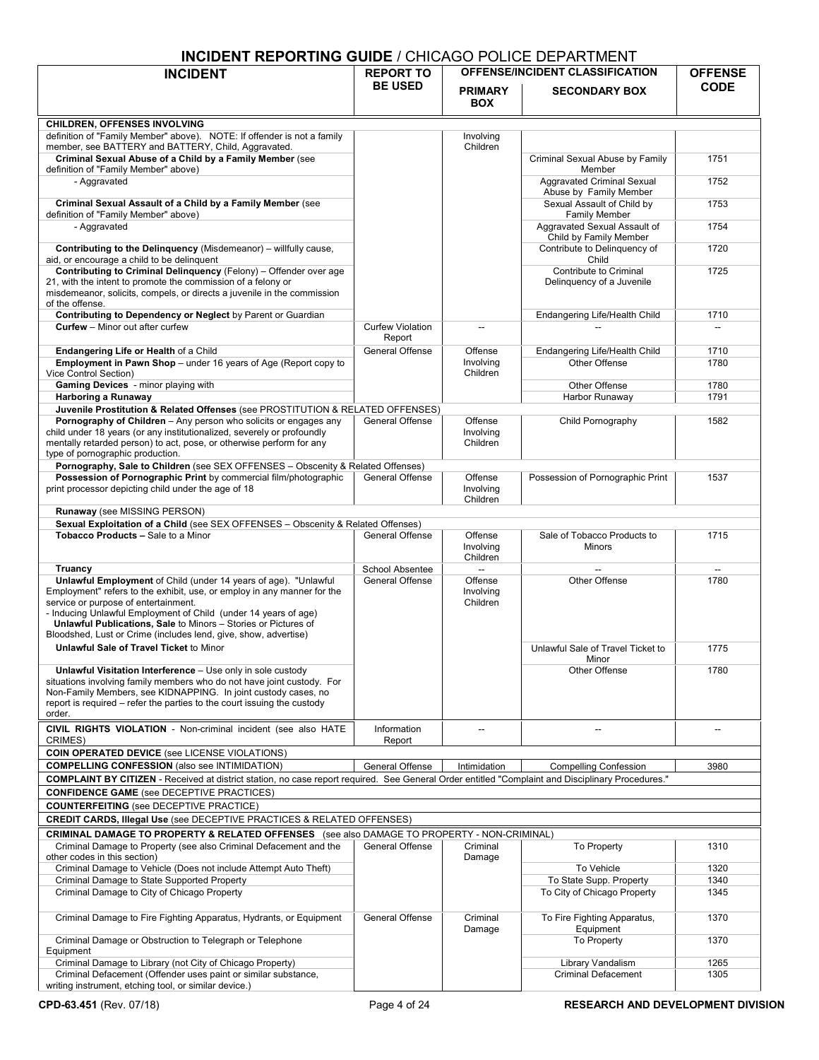# INCIDENT REPORTING GUIDE / CHICAGO POLICE DEPARTMENT

| INCIDENT | REPORT TO BE USED | OFFENSE/INCIDENT CLASSIFICATION PRIMARY BOX | OFFENSE/INCIDENT CLASSIFICATION SECONDARY BOX | OFFENSE CODE |
|---|---|---|---|---|
| **CHILDREN, OFFENSES INVOLVING** | | | | |
| definition of "Family Member" above). NOTE: If offender is not a family member, see BATTERY and BATTERY, Child, Aggravated. | | Involving Children | | |
| **Criminal Sexual Abuse of a Child by a Family Member** (see definition of "Family Member" above) | | | Criminal Sexual Abuse by Family Member | 1751 |
| - Aggravated | | | Aggravated Criminal Sexual Abuse by Family Member | 1752 |
| **Criminal Sexual Assault of a Child by a Family Member** (see definition of "Family Member" above) | | | Sexual Assault of Child by Family Member | 1753 |
| - Aggravated | | | Aggravated Sexual Assault of Child by Family Member | 1754 |
| **Contributing to the Delinquency** (Misdemeanor) – willfully cause, aid, or encourage a child to be delinquent | | | Contribute to Delinquency of Child | 1720 |
| **Contributing to Criminal Delinquency** (Felony) – Offender over age 21, with the intent to promote the commission of a felony or misdemeanor, solicits, compels, or directs a juvenile in the commission of the offense. | | | Contribute to Criminal Delinquency of a Juvenile | 1725 |
| **Contributing to Dependency or Neglect** by Parent or Guardian | | | Endangering Life/Health Child | 1710 |
| **Curfew** – Minor out after curfew | Curfew Violation Report | -- | -- | -- |
| **Endangering Life or Health** of a Child | General Offense | Offense Involving Children | Endangering Life/Health Child | 1710 |
| **Employment in Pawn Shop** – under 16 years of Age (Report copy to Vice Control Section) | | | Other Offense | 1780 |
| **Gaming Devices** - minor playing with | | | Other Offense | 1780 |
| **Harboring a Runaway** | | | Harbor Runaway | 1791 |
| **Juvenile Prostitution & Related Offenses** (see PROSTITUTION & RELATED OFFENSES) | | | | |
| **Pornography of Children** – Any person who solicits or engages any child under 18 years (or any institutionalized, severely or profoundly mentally retarded person) to act, pose, or otherwise perform for any type of pornographic production. | General Offense | Offense Involving Children | Child Pornography | 1582 |
| **Pornography, Sale to Children** (see SEX OFFENSES – Obscenity & Related Offenses) | | | | |
| **Possession of Pornographic Print** by commercial film/photographic print processor depicting child under the age of 18 | General Offense | Offense Involving Children | Possession of Pornographic Print | 1537 |
| **Runaway** (see MISSING PERSON) | | | | |
| **Sexual Exploitation of a Child** (see SEX OFFENSES – Obscenity & Related Offenses) | | | | |
| **Tobacco Products –** Sale to a Minor | General Offense | Offense Involving Children | Sale of Tobacco Products to Minors | 1715 |
| **Truancy** | School Absentee | -- | -- | -- |
| **Unlawful Employment** of Child (under 14 years of age). "Unlawful Employment" refers to the exhibit, use, or employ in any manner for the service or purpose of entertainment. - Inducing Unlawful Employment of Child (under 14 years of age) **Unlawful Publications, Sale** to Minors – Stories or Pictures of Bloodshed, Lust or Crime (includes lend, give, show, advertise) | General Offense | Offense Involving Children | Other Offense | 1780 |
| **Unlawful Sale of Travel Ticket** to Minor | | | Unlawful Sale of Travel Ticket to Minor | 1775 |
| **Unlawful Visitation Interference** – Use only in sole custody situations involving family members who do not have joint custody. For Non-Family Members, see KIDNAPPING. In joint custody cases, no report is required – refer the parties to the court issuing the custody order. | | | Other Offense | 1780 |
| **CIVIL RIGHTS VIOLATION** - Non-criminal incident (see also HATE CRIMES) | Information Report | -- | -- | -- |
| **COIN OPERATED DEVICE** (see LICENSE VIOLATIONS) | | | | |
| **COMPELLING CONFESSION** (also see INTIMIDATION) | General Offense | Intimidation | Compelling Confession | 3980 |
| **COMPLAINT BY CITIZEN** - Received at district station, no case report required. See General Order entitled "Complaint and Disciplinary Procedures." | | | | |
| **CONFIDENCE GAME** (see DECEPTIVE PRACTICES) | | | | |
| **COUNTERFEITING** (see DECEPTIVE PRACTICE) | | | | |
| **CREDIT CARDS, Illegal Use** (see DECEPTIVE PRACTICES & RELATED OFFENSES) | | | | |
| **CRIMINAL DAMAGE TO PROPERTY & RELATED OFFENSES** (see also DAMAGE TO PROPERTY - NON-CRIMINAL) | | | | |
| Criminal Damage to Property (see also Criminal Defacement and the other codes in this section) | General Offense | Criminal Damage | To Property | 1310 |
| Criminal Damage to Vehicle (Does not include Attempt Auto Theft) | | | To Vehicle | 1320 |
| Criminal Damage to State Supported Property | | | To State Supp. Property | 1340 |
| Criminal Damage to City of Chicago Property | | | To City of Chicago Property | 1345 |
| Criminal Damage to Fire Fighting Apparatus, Hydrants, or Equipment | General Offense | Criminal Damage | To Fire Fighting Apparatus, Equipment | 1370 |
| Criminal Damage or Obstruction to Telegraph or Telephone Equipment | | | To Property | 1370 |
| Criminal Damage to Library (not City of Chicago Property) | | | Library Vandalism | 1265 |
| Criminal Defacement (Offender uses paint or similar substance, writing instrument, etching tool, or similar device.) | | | Criminal Defacement | 1305 |

**CPD-63.451** (Rev. 07/18) RESEARCH AND DEVELOPMENT DIVISION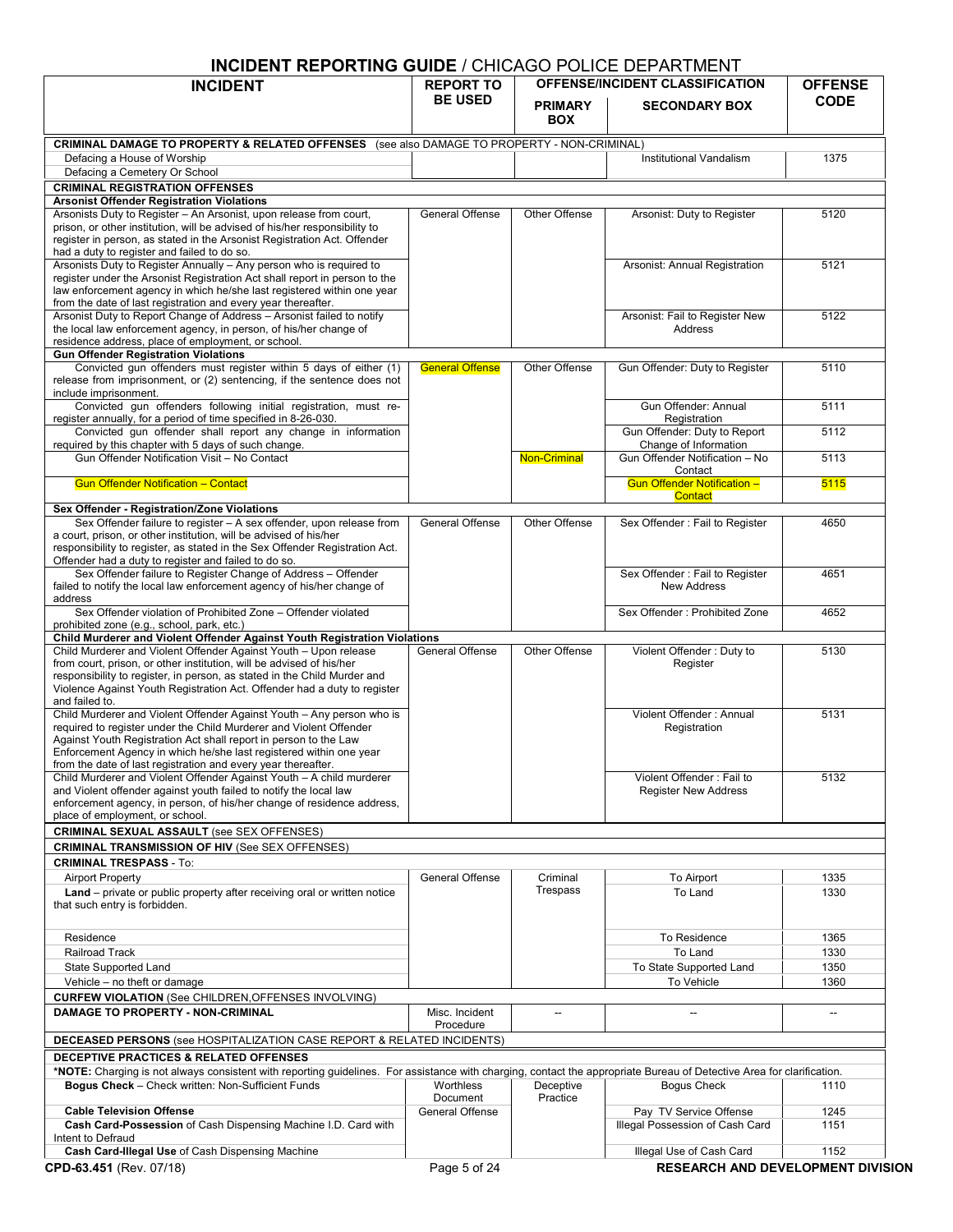# INCIDENT REPORTING GUIDE / CHICAGO POLICE DEPARTMENT

| INCIDENT | REPORT TO BE USED | OFFENSE/INCIDENT CLASSIFICATION | | OFFENSE CODE |
|---|---|---|---|---|
| | | PRIMARY BOX | SECONDARY BOX | |
| **CRIMINAL DAMAGE TO PROPERTY & RELATED OFFENSES** (see also DAMAGE TO PROPERTY - NON-CRIMINAL) | | | | |
| Defacing a House of Worship | | | Institutional Vandalism | 1375 |
| Defacing a Cemetery Or School | | | | |
| **CRIMINAL REGISTRATION OFFENSES** | | | | |
| **Arsonist Offender Registration Violations** | | | | |
| Arsonists Duty to Register – An Arsonist, upon release from court, prison, or other institution, will be advised of his/her responsibility to register in person, as stated in the Arsonist Registration Act. Offender had a duty to register and failed to do so. | General Offense | Other Offense | Arsonist: Duty to Register | 5120 |
| Arsonists Duty to Register Annually – Any person who is required to register under the Arsonist Registration Act shall report in person to the law enforcement agency in which he/she last registered within one year from the date of last registration and every year thereafter. | | | Arsonist: Annual Registration | 5121 |
| Arsonist Duty to Report Change of Address – Arsonist failed to notify the local law enforcement agency, in person, of his/her change of residence address, place of employment, or school. | | | Arsonist: Fail to Register New Address | 5122 |
| **Gun Offender Registration Violations** | | | | |
| Convicted gun offenders must register within 5 days of either (1) release from imprisonment, or (2) sentencing, if the sentence does not include imprisonment. | General Offense | Other Offense | Gun Offender: Duty to Register | 5110 |
| Convicted gun offenders following initial registration, must re-register annually, for a period of time specified in 8-26-030. | | | Gun Offender: Annual Registration | 5111 |
| Convicted gun offender shall report any change in information required by this chapter with 5 days of such change. | | | Gun Offender: Duty to Report Change of Information | 5112 |
| Gun Offender Notification Visit – No Contact | | Non-Criminal | Gun Offender Notification – No Contact | 5113 |
| Gun Offender Notification – Contact | | | Gun Offender Notification – Contact | 5115 |
| **Sex Offender - Registration/Zone Violations** | | | | |
| Sex Offender failure to register – A sex offender, upon release from a court, prison, or other institution, will be advised of his/her responsibility to register, as stated in the Sex Offender Registration Act. Offender had a duty to register and failed to do so. | General Offense | Other Offense | Sex Offender : Fail to Register | 4650 |
| Sex Offender failure to Register Change of Address – Offender failed to notify the local law enforcement agency of his/her change of address | | | Sex Offender : Fail to Register New Address | 4651 |
| Sex Offender violation of Prohibited Zone – Offender violated prohibited zone (e.g., school, park, etc.) | | | Sex Offender : Prohibited Zone | 4652 |
| **Child Murderer and Violent Offender Against Youth Registration Violations** | | | | |
| Child Murderer and Violent Offender Against Youth – Upon release from court, prison, or other institution, will be advised of his/her responsibility to register, in person, as stated in the Child Murder and Violence Against Youth Registration Act. Offender had a duty to register and failed to. | General Offense | Other Offense | Violent Offender : Duty to Register | 5130 |
| Child Murderer and Violent Offender Against Youth – Any person who is required to register under the Child Murderer and Violent Offender Against Youth Registration Act shall report in person to the Law Enforcement Agency in which he/she last registered within one year from the date of last registration and every year thereafter. | | | Violent Offender : Annual Registration | 5131 |
| Child Murderer and Violent Offender Against Youth – A child murderer and Violent offender against youth failed to notify the local law enforcement agency, in person, of his/her change of residence address, place of employment, or school. | | | Violent Offender : Fail to Register New Address | 5132 |
| **CRIMINAL SEXUAL ASSAULT** (see SEX OFFENSES) | | | | |
| **CRIMINAL TRANSMISSION OF HIV** (See SEX OFFENSES) | | | | |
| **CRIMINAL TRESPASS** - To: | | | | |
| Airport Property | General Offense | Criminal Trespass | To Airport | 1335 |
| **Land** – private or public property after receiving oral or written notice that such entry is forbidden. | | | To Land | 1330 |
| Residence | | | To Residence | 1365 |
| Railroad Track | | | To Land | 1330 |
| State Supported Land | | | To State Supported Land | 1350 |
| Vehicle – no theft or damage | | | To Vehicle | 1360 |
| **CURFEW VIOLATION** (See CHILDREN,OFFENSES INVOLVING) | | | | |
| **DAMAGE TO PROPERTY - NON-CRIMINAL** | Misc. Incident Procedure | -- | -- | -- |
| **DECEASED PERSONS** (see HOSPITALIZATION CASE REPORT & RELATED INCIDENTS) | | | | |
| **DECEPTIVE PRACTICES & RELATED OFFENSES** | | | | |
| ***NOTE:** Charging is not always consistent with reporting guidelines. For assistance with charging, contact the appropriate Bureau of Detective Area for clarification. | | | | |
| **Bogus Check** – Check written: Non-Sufficient Funds | Worthless Document | Deceptive Practice | Bogus Check | 1110 |
| **Cable Television Offense** | General Offense | | Pay TV Service Offense | 1245 |
| **Cash Card-Possession** of Cash Dispensing Machine I.D. Card with Intent to Defraud | | | Illegal Possession of Cash Card | 1151 |
| **Cash Card-Illegal Use** of Cash Dispensing Machine | | | Illegal Use of Cash Card | 1152 |

**CPD-63.451** (Rev. 07/18) RESEARCH AND DEVELOPMENT DIVISION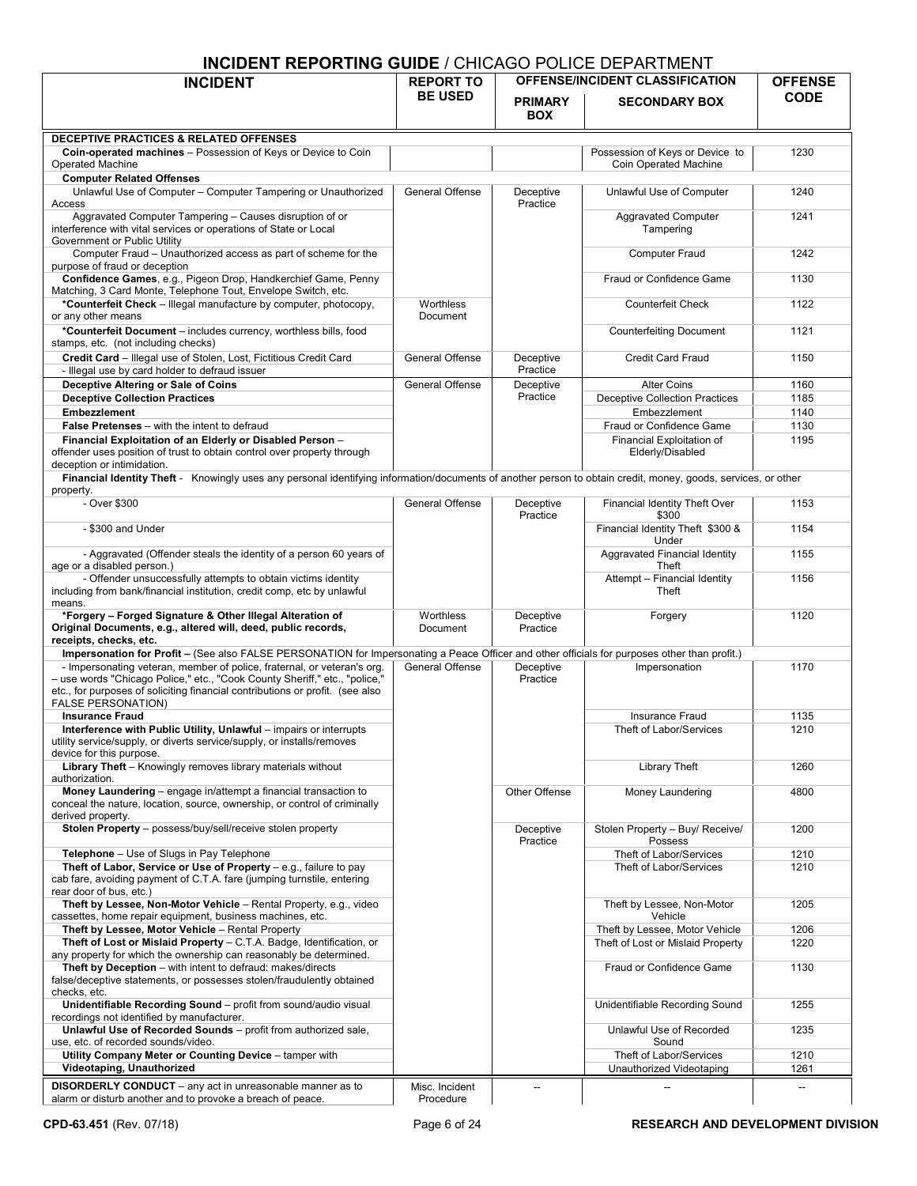# INCIDENT REPORTING GUIDE / CHICAGO POLICE DEPARTMENT

| INCIDENT | REPORT TO BE USED | OFFENSE/INCIDENT CLASSIFICATION | | OFFENSE CODE |
|---|---|---|---|---|
| | | PRIMARY BOX | SECONDARY BOX | |
| **DECEPTIVE PRACTICES & RELATED OFFENSES** | | | | |
| **Coin-operated machines** – Possession of Keys or Device to Coin Operated Machine | | | Possession of Keys or Device to Coin Operated Machine | 1230 |
| **Computer Related Offenses** | | | | |
| Unlawful Use of Computer – Computer Tampering or Unauthorized Access | General Offense | Deceptive Practice | Unlawful Use of Computer | 1240 |
| Aggravated Computer Tampering – Causes disruption of or interference with vital services or operations of State or Local Government or Public Utility | | | Aggravated Computer Tampering | 1241 |
| Computer Fraud – Unauthorized access as part of scheme for the purpose of fraud or deception | | | Computer Fraud | 1242 |
| **Confidence Games**, e.g., Pigeon Drop, Handkerchief Game, Penny Matching, 3 Card Monte, Telephone Tout, Envelope Switch, etc. | | | Fraud or Confidence Game | 1130 |
| ***Counterfeit Check** – Illegal manufacture by computer, photocopy, or any other means | Worthless Document | | Counterfeit Check | 1122 |
| ***Counterfeit Document** – includes currency, worthless bills, food stamps, etc. (not including checks) | | | Counterfeiting Document | 1121 |
| **Credit Card** – Illegal use of Stolen, Lost, Fictitious Credit Card - Illegal use by card holder to defraud issuer | General Offense | Deceptive Practice | Credit Card Fraud | 1150 |
| **Deceptive Altering or Sale of Coins** | General Offense | Deceptive Practice | Alter Coins | 1160 |
| **Deceptive Collection Practices** | | | Deceptive Collection Practices | 1185 |
| **Embezzlement** | | | Embezzlement | 1140 |
| **False Pretenses** – with the intent to defraud | | | Fraud or Confidence Game | 1130 |
| **Financial Exploitation of an Elderly or Disabled Person** – offender uses position of trust to obtain control over property through deception or intimidation. | | | Financial Exploitation of Elderly/Disabled | 1195 |
| **Financial Identity Theft** - Knowingly uses any personal identifying information/documents of another person to obtain credit, money, goods, services, or other property. | | | | |
| - Over $300 | General Offense | Deceptive Practice | Financial Identity Theft Over $300 | 1153 |
| - $300 and Under | | | Financial Identity Theft $300 & Under | 1154 |
| - Aggravated (Offender steals the identity of a person 60 years of age or a disabled person.) | | | Aggravated Financial Identity Theft | 1155 |
| - Offender unsuccessfully attempts to obtain victims identity including from bank/financial institution, credit comp, etc by unlawful means. | | | Attempt – Financial Identity Theft | 1156 |
| ***Forgery – Forged Signature & Other Illegal Alteration of Original Documents, e.g., altered will, deed, public records, receipts, checks, etc.** | Worthless Document | Deceptive Practice | Forgery | 1120 |
| **Impersonation for Profit** – (See also FALSE PERSONATION for Impersonating a Peace Officer and other officials for purposes other than profit.) | | | | |
| - Impersonating veteran, member of police, fraternal, or veteran's org. – use words "Chicago Police," etc., "Cook County Sheriff," etc., "police," etc., for purposes of soliciting financial contributions or profit. (see also FALSE PERSONATION) | General Offense | Deceptive Practice | Impersonation | 1170 |
| **Insurance Fraud** | | | Insurance Fraud | 1135 |
| **Interference with Public Utility, Unlawful** – impairs or interrupts utility service/supply, or diverts service/supply, or installs/removes device for this purpose. | | | Theft of Labor/Services | 1210 |
| **Library Theft** – Knowingly removes library materials without authorization. | | | Library Theft | 1260 |
| **Money Laundering** – engage in/attempt a financial transaction to conceal the nature, location, source, ownership, or control of criminally derived property. | | Other Offense | Money Laundering | 4800 |
| **Stolen Property** – possess/buy/sell/receive stolen property | | Deceptive Practice | Stolen Property – Buy/ Receive/ Possess | 1200 |
| **Telephone** – Use of Slugs in Pay Telephone | | | Theft of Labor/Services | 1210 |
| **Theft of Labor, Service or Use of Property** – e.g., failure to pay cab fare, avoiding payment of C.T.A. fare (jumping turnstile, entering rear door of bus, etc.) | | | Theft of Labor/Services | 1210 |
| **Theft by Lessee, Non-Motor Vehicle** – Rental Property, e.g., video cassettes, home repair equipment, business machines, etc. | | | Theft by Lessee, Non-Motor Vehicle | 1205 |
| **Theft by Lessee, Motor Vehicle** – Rental Property | | | Theft by Lessee, Motor Vehicle | 1206 |
| **Theft of Lost or Mislaid Property** – C.T.A. Badge, Identification, or any property for which the ownership can reasonably be determined. | | | Theft of Lost or Mislaid Property | 1220 |
| **Theft by Deception** – with intent to defraud: makes/directs false/deceptive statements, or possesses stolen/fraudulently obtained checks, etc. | | | Fraud or Confidence Game | 1130 |
| **Unidentifiable Recording Sound** – profit from sound/audio visual recordings not identified by manufacturer. | | | Unidentifiable Recording Sound | 1255 |
| **Unlawful Use of Recorded Sounds** – profit from authorized sale, use, etc. of recorded sounds/video. | | | Unlawful Use of Recorded Sound | 1235 |
| **Utility Company Meter or Counting Device** – tamper with | | | Theft of Labor/Services | 1210 |
| **Videotaping, Unauthorized** | | | Unauthorized Videotaping | 1261 |
| **DISORDERLY CONDUCT** – any act in unreasonable manner as to alarm or disturb another and to provoke a breach of peace. | Misc. Incident Procedure | -- | -- | -- |

**CPD-63.451** (Rev. 07/18) **RESEARCH AND DEVELOPMENT DIVISION**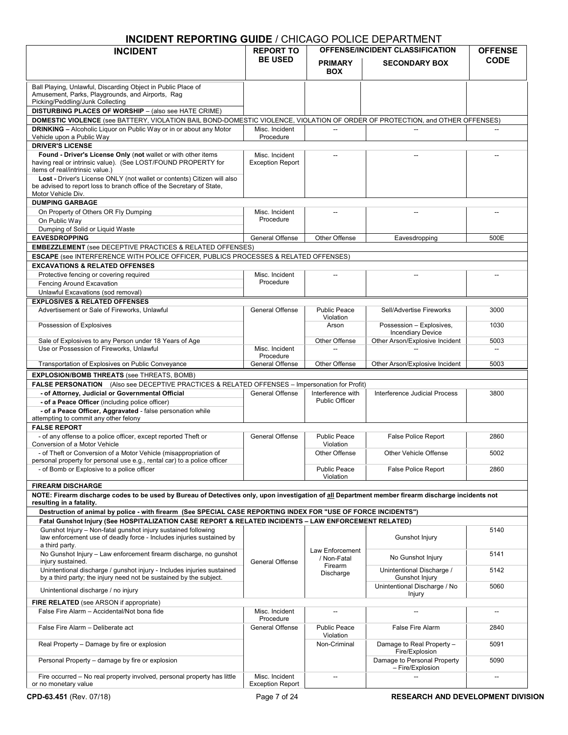# INCIDENT REPORTING GUIDE / CHICAGO POLICE DEPARTMENT

| INCIDENT | REPORT TO BE USED | OFFENSE/INCIDENT CLASSIFICATION | | OFFENSE CODE |
|---|---|---|---|---|
| | | PRIMARY BOX | SECONDARY BOX | |
| Ball Playing, Unlawful, Discarding Object in Public Place of Amusement, Parks, Playgrounds, and Airports, Rag Picking/Peddling/Junk Collecting | | | | |
| **DISTURBING PLACES OF WORSHIP** – (also see HATE CRIME) | | | | |
| **DOMESTIC VIOLENCE** (see BATTERY, VIOLATION BAIL BOND-DOMESTIC VIOLENCE, VIOLATION OF ORDER OF PROTECTION, and OTHER OFFENSES) | | | | |
| **DRINKING –** Alcoholic Liquor on Public Way or in or about any Motor Vehicle upon a Public Way | Misc. Incident Procedure | -- | -- | -- |
| **DRIVER'S LICENSE** | | | | |
| **Found - Driver's License Only** (**not** wallet or with other items having real or intrinsic value). (See LOST/FOUND PROPERTY for items of real/intrinsic value.) | Misc. Incident Exception Report | -- | -- | -- |
| **Lost -** Driver's License ONLY (not wallet or contents) Citizen will also be advised to report loss to branch office of the Secretary of State, Motor Vehicle Div. | | | | |
| **DUMPING GARBAGE** | | | | |
| On Property of Others OR Fly Dumping | Misc. Incident Procedure | -- | -- | -- |
| On Public Way | | | | |
| Dumping of Solid or Liquid Waste | | | | |
| **EAVESDROPPING** | General Offense | Other Offense | Eavesdropping | 500E |
| **EMBEZZLEMENT** (see DECEPTIVE PRACTICES & RELATED OFFENSES) | | | | |
| **ESCAPE** (see INTERFERENCE WITH POLICE OFFICER, PUBLICS PROCESSES & RELATED OFFENSES) | | | | |
| **EXCAVATIONS & RELATED OFFENSES** | | | | |
| Protective fencing or covering required | Misc. Incident Procedure | -- | -- | -- |
| Fencing Around Excavation | | | | |
| Unlawful Excavations (sod removal) | | | | |
| **EXPLOSIVES & RELATED OFFENSES** | | | | |
| Advertisement or Sale of Fireworks, Unlawful | General Offense | Public Peace Violation | Sell/Advertise Fireworks | 3000 |
| Possession of Explosives | | Arson | Possession – Explosives, Incendiary Device | 1030 |
| Sale of Explosives to any Person under 18 Years of Age | | Other Offense | Other Arson/Explosive Incident | 5003 |
| Use or Possession of Fireworks, Unlawful | Misc. Incident Procedure | -- | -- | -- |
| Transportation of Explosives on Public Conveyance | General Offense | Other Offense | Other Arson/Explosive Incident | 5003 |
| **EXPLOSION/BOMB THREATS** (see THREATS, BOMB) | | | | |
| **FALSE PERSONATION** (Also see DECEPTIVE PRACTICES & RELATED OFFENSES – Impersonation for Profit) | | | | |
| **- of Attorney, Judicial or Governmental Official** | General Offense | Interference with Public Officer | Interference Judicial Process | 3800 |
| **- of a Peace Officer** (including police officer) | | | | |
| **- of a Peace Officer, Aggravated** - false personation while attempting to commit any other felony | | | | |
| **FALSE REPORT** | | | | |
| - of any offense to a police officer, except reported Theft or Conversion of a Motor Vehicle | General Offense | Public Peace Violation | False Police Report | 2860 |
| - of Theft or Conversion of a Motor Vehicle (misappropriation of personal property for personal use e.g., rental car) to a police officer | | Other Offense | Other Vehicle Offense | 5002 |
| - of Bomb or Explosive to a police officer | | Public Peace Violation | False Police Report | 2860 |
| **FIREARM DISCHARGE** | | | | |
| **NOTE: Firearm discharge codes to be used by Bureau of Detectives only, upon investigation of all Department member firearm discharge incidents not resulting in a fatality.** | | | | |
| **Destruction of animal by police - with firearm (See SPECIAL CASE REPORTING INDEX FOR "USE OF FORCE INCIDENTS")** | | | | |
| **Fatal Gunshot Injury (See HOSPITALIZATION CASE REPORT & RELATED INCIDENTS – LAW ENFORCEMENT RELATED)** | | | | |
| Gunshot Injury – Non-fatal gunshot injury sustained following law enforcement use of deadly force - Includes injuries sustained by a third party. | General Offense | Law Enforcement / Non-Fatal Firearm Discharge | Gunshot Injury | 5140 |
| No Gunshot Injury – Law enforcement firearm discharge, no gunshot injury sustained. | | | No Gunshot Injury | 5141 |
| Unintentional discharge / gunshot injury - Includes injuries sustained by a third party; the injury need not be sustained by the subject. | | | Unintentional Discharge / Gunshot Injury | 5142 |
| Unintentional discharge / no injury | | | Unintentional Discharge / No Injury | 5060 |
| **FIRE RELATED** (see ARSON if appropriate) | | | | |
| False Fire Alarm – Accidental/Not bona fide | Misc. Incident Procedure | -- | -- | -- |
| False Fire Alarm – Deliberate act | General Offense | Public Peace Violation | False Fire Alarm | 2840 |
| Real Property – Damage by fire or explosion | | Non-Criminal | Damage to Real Property – Fire/Explosion | 5091 |
| Personal Property – damage by fire or explosion | | | Damage to Personal Property – Fire/Explosion | 5090 |
| Fire occurred – No real property involved, personal property has little or no monetary value | Misc. Incident Exception Report | -- | -- | -- |

**CPD-63.451** (Rev. 07/18) **RESEARCH AND DEVELOPMENT DIVISION**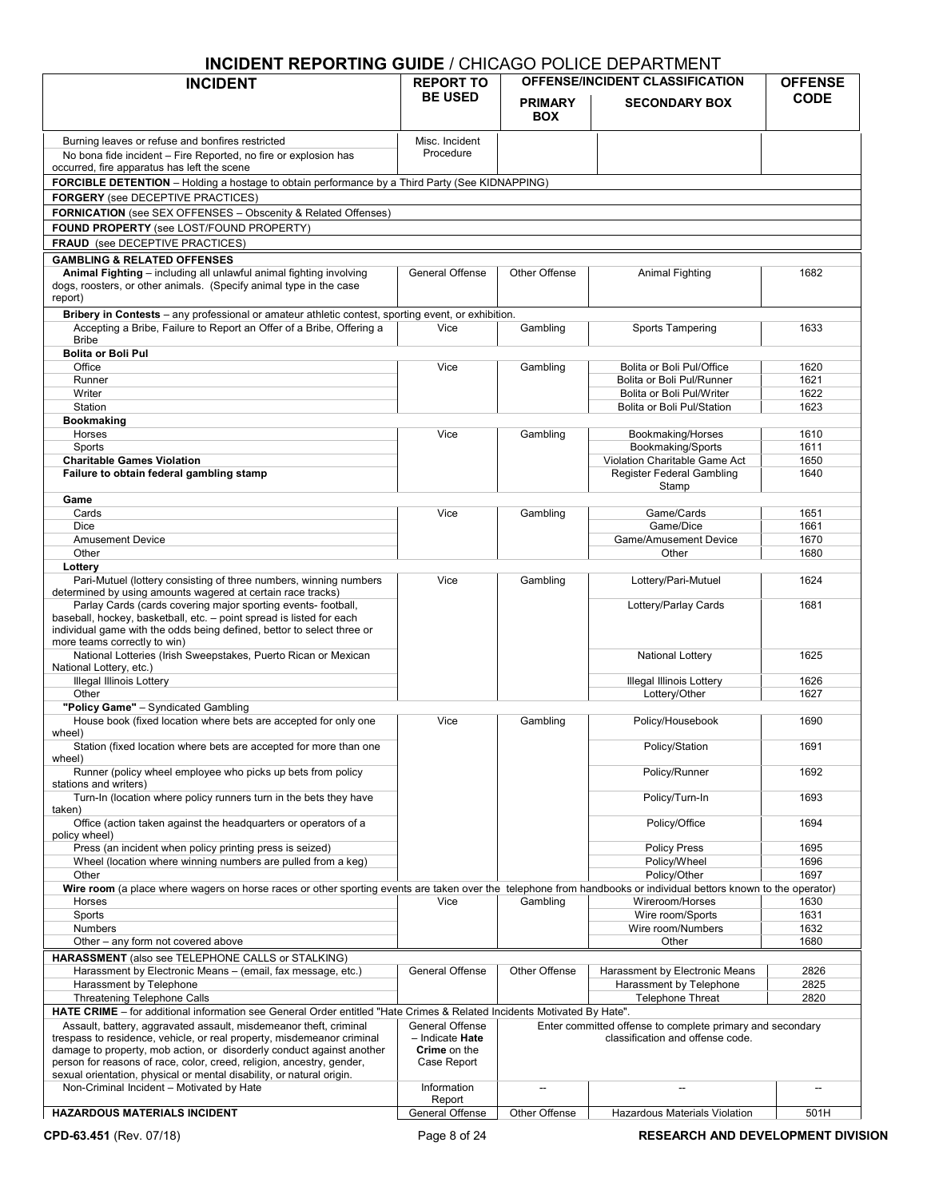# INCIDENT REPORTING GUIDE / CHICAGO POLICE DEPARTMENT

| INCIDENT | REPORT TO BE USED | OFFENSE/INCIDENT CLASSIFICATION | | OFFENSE CODE |
|---|---|---|---|---|
| | | PRIMARY BOX | SECONDARY BOX | |
| Burning leaves or refuse and bonfires restricted<br>No bona fide incident – Fire Reported, no fire or explosion has occurred, fire apparatus has left the scene | Misc. Incident Procedure | | | |
| **FORCIBLE DETENTION** – Holding a hostage to obtain performance by a Third Party (See KIDNAPPING) | | | | |
| **FORGERY** (see DECEPTIVE PRACTICES) | | | | |
| **FORNICATION** (see SEX OFFENSES – Obscenity & Related Offenses) | | | | |
| **FOUND PROPERTY** (see LOST/FOUND PROPERTY) | | | | |
| **FRAUD** (see DECEPTIVE PRACTICES) | | | | |
| **GAMBLING & RELATED OFFENSES** | | | | |
| **Animal Fighting** – including all unlawful animal fighting involving dogs, roosters, or other animals. (Specify animal type in the case report) | General Offense | Other Offense | Animal Fighting | 1682 |
| **Bribery in Contests** – any professional or amateur athletic contest, sporting event, or exhibition. | | | | |
| Accepting a Bribe, Failure to Report an Offer of a Bribe, Offering a Bribe | Vice | Gambling | Sports Tampering | 1633 |
| **Bolita or Boli Pul** | | | | |
| Office | Vice | Gambling | Bolita or Boli Pul/Office | 1620 |
| Runner | | | Bolita or Boli Pul/Runner | 1621 |
| Writer | | | Bolita or Boli Pul/Writer | 1622 |
| Station | | | Bolita or Boli Pul/Station | 1623 |
| **Bookmaking** | | | | |
| Horses | Vice | Gambling | Bookmaking/Horses | 1610 |
| Sports | | | Bookmaking/Sports | 1611 |
| **Charitable Games Violation** | | | Violation Charitable Game Act | 1650 |
| **Failure to obtain federal gambling stamp** | | | Register Federal Gambling Stamp | 1640 |
| **Game** | | | | |
| Cards | Vice | Gambling | Game/Cards | 1651 |
| Dice | | | Game/Dice | 1661 |
| Amusement Device | | | Game/Amusement Device | 1670 |
| Other | | | Other | 1680 |
| **Lottery** | | | | |
| Pari-Mutuel (lottery consisting of three numbers, winning numbers determined by using amounts wagered at certain race tracks) | Vice | Gambling | Lottery/Pari-Mutuel | 1624 |
| Parlay Cards (cards covering major sporting events- football, baseball, hockey, basketball, etc. – point spread is listed for each individual game with the odds being defined, bettor to select three or more teams correctly to win) | | | Lottery/Parlay Cards | 1681 |
| National Lotteries (Irish Sweepstakes, Puerto Rican or Mexican National Lottery, etc.) | | | National Lottery | 1625 |
| Illegal Illinois Lottery | | | Illegal Illinois Lottery | 1626 |
| Other | | | Lottery/Other | 1627 |
| **"Policy Game"** – Syndicated Gambling | | | | |
| House book (fixed location where bets are accepted for only one wheel) | Vice | Gambling | Policy/Housebook | 1690 |
| Station (fixed location where bets are accepted for more than one wheel) | | | Policy/Station | 1691 |
| Runner (policy wheel employee who picks up bets from policy stations and writers) | | | Policy/Runner | 1692 |
| Turn-In (location where policy runners turn in the bets they have taken) | | | Policy/Turn-In | 1693 |
| Office (action taken against the headquarters or operators of a policy wheel) | | | Policy/Office | 1694 |
| Press (an incident when policy printing press is seized) | | | Policy Press | 1695 |
| Wheel (location where winning numbers are pulled from a keg) | | | Policy/Wheel | 1696 |
| Other | | | Policy/Other | 1697 |
| **Wire room** (a place where wagers on horse races or other sporting events are taken over the telephone from handbooks or individual bettors known to the operator) | | | | |
| Horses | Vice | Gambling | Wireroom/Horses | 1630 |
| Sports | | | Wire room/Sports | 1631 |
| Numbers | | | Wire room/Numbers | 1632 |
| Other – any form not covered above | | | Other | 1680 |
| **HARASSMENT** (also see TELEPHONE CALLS or STALKING) | | | | |
| Harassment by Electronic Means – (email, fax message, etc.) | General Offense | Other Offense | Harassment by Electronic Means | 2826 |
| Harassment by Telephone | | | Harassment by Telephone | 2825 |
| Threatening Telephone Calls | | | Telephone Threat | 2820 |
| **HATE CRIME** – for additional information see General Order entitled "Hate Crimes & Related Incidents Motivated By Hate". | | | | |
| Assault, battery, aggravated assault, misdemeanor theft, criminal trespass to residence, vehicle, or real property, misdemeanor criminal damage to property, mob action, or disorderly conduct against another person for reasons of race, color, creed, religion, ancestry, gender, sexual orientation, physical or mental disability, or natural origin. | General Offense – Indicate **Hate Crime** on the Case Report | Enter committed offense to complete primary and secondary classification and offense code. | | |
| Non-Criminal Incident – Motivated by Hate | Information Report | -- | -- | -- |
| **HAZARDOUS MATERIALS INCIDENT** | General Offense | Other Offense | Hazardous Materials Violation | 501H |

CPD-63.451 (Rev. 07/18) — RESEARCH AND DEVELOPMENT DIVISION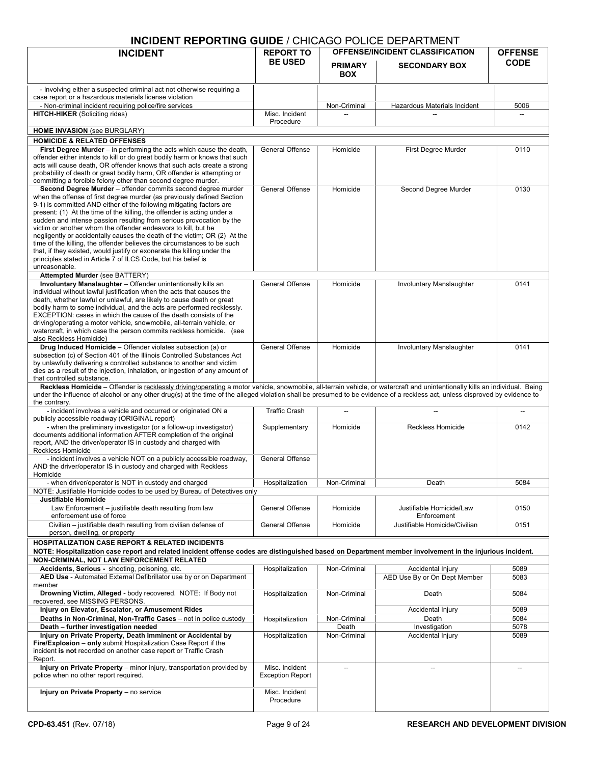# INCIDENT REPORTING GUIDE / CHICAGO POLICE DEPARTMENT

| INCIDENT | REPORT TO BE USED | OFFENSE/INCIDENT CLASSIFICATION PRIMARY BOX | SECONDARY BOX | OFFENSE CODE |
|---|---|---|---|---|
| - Involving either a suspected criminal act not otherwise requiring a case report or a hazardous materials license violation | | | | |
| - Non-criminal incident requiring police/fire services | | Non-Criminal | Hazardous Materials Incident | 5006 |
| **HITCH-HIKER** (Soliciting rides) | Misc. Incident Procedure | -- | -- | -- |
| **HOME INVASION** (see BURGLARY) | | | | |
| **HOMICIDE & RELATED OFFENSES** | | | | |
| **First Degree Murder** – in performing the acts which cause the death, offender either intends to kill or do great bodily harm or knows that such acts will cause death, OR offender knows that such acts create a strong probability of death or great bodily harm, OR offender is attempting or committing a forcible felony other than second degree murder. | General Offense | Homicide | First Degree Murder | 0110 |
| **Second Degree Murder** – offender commits second degree murder when the offense of first degree murder (as previously defined Section 9-1) is committed AND either of the following mitigating factors are present: (1) At the time of the killing, the offender is acting under a sudden and intense passion resulting from serious provocation by the victim or another whom the offender endeavors to kill, but he negligently or accidentally causes the death of the victim; OR (2) At the time of the killing, the offender believes the circumstances to be such that, if they existed, would justify or exonerate the killing under the principles stated in Article 7 of ILCS Code, but his belief is unreasonable. | General Offense | Homicide | Second Degree Murder | 0130 |
| **Attempted Murder** (see BATTERY) | | | | |
| **Involuntary Manslaughter** – Offender unintentionally kills an individual without lawful justification when the acts that cause the death, whether lawful or unlawful, are likely to cause death or great bodily harm to some individual, and the acts are performed recklessly. EXCEPTION: cases in which the cause of the death consists of the driving/operating a motor vehicle, snowmobile, all-terrain vehicle, or watercraft, in which case the person commits reckless homicide. (see also Reckless Homicide) | General Offense | Homicide | Involuntary Manslaughter | 0141 |
| **Drug Induced Homicide** – Offender violates subsection (a) or subsection (c) of Section 401 of the Illinois Controlled Substances Act by unlawfully delivering a controlled substance to another and victim dies as a result of the injection, inhalation, or ingestion of any amount of that controlled substance. | General Offense | Homicide | Involuntary Manslaughter | 0141 |
| **Reckless Homicide** – Offender is recklessly driving/operating a motor vehicle, snowmobile, all-terrain vehicle, or watercraft and unintentionally kills an individual. Being under the influence of alcohol or any other drug(s) at the time of the alleged violation shall be presumed to be evidence of a reckless act, unless disproved by evidence to the contrary. | | | | |
| - incident involves a vehicle and occurred or originated ON a publicly accessible roadway (ORIGINAL report) | Traffic Crash | -- | -- | -- |
| - when the preliminary investigator (or a follow-up investigator) documents additional information AFTER completion of the original report, AND the driver/operator IS in custody and charged with Reckless Homicide | Supplementary | Homicide | Reckless Homicide | 0142 |
| - incident involves a vehicle NOT on a publicly accessible roadway, AND the driver/operator IS in custody and charged with Reckless Homicide | General Offense | | | |
| - when driver/operator is NOT in custody and charged | Hospitalization | Non-Criminal | Death | 5084 |
| NOTE: Justifiable Homicide codes to be used by Bureau of Detectives only | | | | |
| **Justifiable Homicide** | | | | |
| Law Enforcement – justifiable death resulting from law enforcement use of force | General Offense | Homicide | Justifiable Homicide/Law Enforcement | 0150 |
| Civilian – justifiable death resulting from civilian defense of person, dwelling, or property | General Offense | Homicide | Justifiable Homicide/Civilian | 0151 |
| **HOSPITALIZATION CASE REPORT & RELATED INCIDENTS** | | | | |
| **NOTE: Hospitalization case report and related incident offense codes are distinguished based on Department member involvement in the injurious incident.** | | | | |
| **NON-CRIMINAL, NOT LAW ENFORCEMENT RELATED** | | | | |
| **Accidents, Serious -** shooting, poisoning, etc. | Hospitalization | Non-Criminal | Accidental Injury | 5089 |
| **AED Use** - Automated External Defibrillator use by or on Department member | | | AED Use By or On Dept Member | 5083 |
| **Drowning Victim, Alleged** - body recovered. NOTE: If Body not recovered, see MISSING PERSONS. | Hospitalization | Non-Criminal | Death | 5084 |
| **Injury on Elevator, Escalator, or Amusement Rides** | | | Accidental Injury | 5089 |
| **Deaths in Non-Criminal, Non-Traffic Cases** – not in police custody | Hospitalization | Non-Criminal | Death | 5084 |
| **Death – further investigation needed** | | Death | Investigation | 5078 |
| **Injury on Private Property, Death Imminent or Accidental by Fire/Explosion** – **only** submit Hospitalization Case Report if the incident **is not** recorded on another case report or Traffic Crash Report. | Hospitalization | Non-Criminal | Accidental Injury | 5089 |
| **Injury on Private Property** – minor injury, transportation provided by police when no other report required. | Misc. Incident Exception Report | -- | -- | -- |
| **Injury on Private Property** – no service | Misc. Incident Procedure | | | |

**CPD-63.451** (Rev. 07/18) RESEARCH AND DEVELOPMENT DIVISION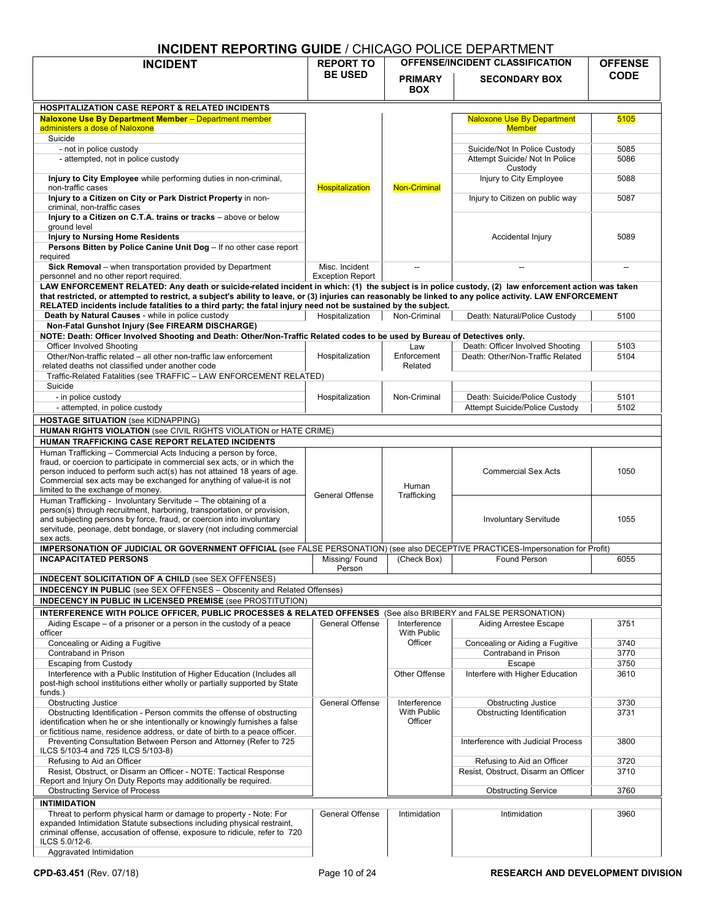# INCIDENT REPORTING GUIDE / CHICAGO POLICE DEPARTMENT

| INCIDENT | REPORT TO BE USED | OFFENSE/INCIDENT CLASSIFICATION PRIMARY BOX | SECONDARY BOX | OFFENSE CODE |
|---|---|---|---|---|
| **HOSPITALIZATION CASE REPORT & RELATED INCIDENTS** | | | | |
| **Naloxone Use By Department Member** – Department member administers a dose of Naloxone | Hospitalization | Non-Criminal | Naloxone Use By Department Member | 5105 |
| Suicide | | | | |
| - not in police custody | | | Suicide/Not In Police Custody | 5085 |
| - attempted, not in police custody | | | Attempt Suicide/ Not In Police Custody | 5086 |
| **Injury to City Employee** while performing duties in non-criminal, non-traffic cases | | | Injury to City Employee | 5088 |
| **Injury to a Citizen on City or Park District Property** in non-criminal, non-traffic cases | | | Injury to Citizen on public way | 5087 |
| **Injury to a Citizen on C.T.A. trains or tracks** – above or below ground level | | | Accidental Injury | 5089 |
| **Injury to Nursing Home Residents** | | | | |
| **Persons Bitten by Police Canine Unit Dog** – If no other case report required | | | | |
| **Sick Removal** – when transportation provided by Department personnel and no other report required. | Misc. Incident Exception Report | -- | -- | -- |
| **LAW ENFORCEMENT RELATED: Any death or suicide-related incident in which: (1) the subject is in police custody, (2) law enforcement action was taken that restricted, or attempted to restrict, a subject's ability to leave, or (3) injuries can reasonably be linked to any police activity. LAW ENFORCEMENT RELATED incidents include fatalities to a third party; the fatal injury need not be sustained by the subject.** | | | | |
| **Death by Natural Causes** - while in police custody | Hospitalization | Non-Criminal | Death: Natural/Police Custody | 5100 |
| **Non-Fatal Gunshot Injury (See FIREARM DISCHARGE)** | | | | |
| **NOTE: Death: Officer Involved Shooting and Death: Other/Non-Traffic Related codes to be used by Bureau of Detectives only.** | | | | |
| Officer Involved Shooting | Hospitalization | Law Enforcement Related | Death: Officer Involved Shooting | 5103 |
| Other/Non-traffic related – all other non-traffic law enforcement related deaths not classified under another code | | | Death: Other/Non-Traffic Related | 5104 |
| Traffic-Related Fatalities (see TRAFFIC – LAW ENFORCEMENT RELATED) | | | | |
| Suicide | | | | |
| - in police custody | Hospitalization | Non-Criminal | Death: Suicide/Police Custody | 5101 |
| - attempted, in police custody | | | Attempt Suicide/Police Custody | 5102 |
| **HOSTAGE SITUATION** (see KIDNAPPING) | | | | |
| **HUMAN RIGHTS VIOLATION** (see CIVIL RIGHTS VIOLATION or HATE CRIME) | | | | |
| **HUMAN TRAFFICKING CASE REPORT RELATED INCIDENTS** | | | | |
| Human Trafficking – Commercial Acts Inducing a person by force, fraud, or coercion to participate in commercial sex acts, or in which the person induced to perform such act(s) has not attained 18 years of age. Commercial sex acts may be exchanged for anything of value-it is not limited to the exchange of money. | General Offense | Human Trafficking | Commercial Sex Acts | 1050 |
| Human Trafficking - Involuntary Servitude – The obtaining of a person(s) through recruitment, harboring, transportation, or provision, and subjecting persons by force, fraud, or coercion into involuntary servitude, peonage, debt bondage, or slavery (not including commercial sex acts. | | | Involuntary Servitude | 1055 |
| **IMPERSONATION OF JUDICIAL OR GOVERNMENT OFFICIAL (**see FALSE PERSONATION) (see also DECEPTIVE PRACTICES-Impersonation for Profit) | | | | |
| **INCAPACITATED PERSONS** | Missing/ Found Person | (Check Box) | Found Person | 6055 |
| **INDECENT SOLICITATION OF A CHILD** (see SEX OFFENSES) | | | | |
| **INDECENCY IN PUBLIC** (see SEX OFFENSES – Obscenity and Related Offenses) | | | | |
| **INDECENCY IN PUBLIC IN LICENSED PREMISE** (see PROSTITUTION) | | | | |
| **INTERFERENCE WITH POLICE OFFICER, PUBLIC PROCESSES & RELATED OFFENSES** (See also BRIBERY and FALSE PERSONATION) | | | | |
| Aiding Escape – of a prisoner or a person in the custody of a peace officer | General Offense | Interference With Public Officer | Aiding Arrestee Escape | 3751 |
| Concealing or Aiding a Fugitive | | | Concealing or Aiding a Fugitive | 3740 |
| Contraband in Prison | | | Contraband in Prison | 3770 |
| Escaping from Custody | | | Escape | 3750 |
| Interference with a Public Institution of Higher Education (Includes all post-high school institutions either wholly or partially supported by State funds.) | | Other Offense | Interfere with Higher Education | 3610 |
| Obstructing Justice | General Offense | Interference With Public Officer | Obstructing Justice | 3730 |
| Obstructing Identification - Person commits the offense of obstructing identification when he or she intentionally or knowingly furnishes a false or fictitious name, residence address, or date of birth to a peace officer. | | | Obstructing Identification | 3731 |
| Preventing Consultation Between Person and Attorney (Refer to 725 ILCS 5/103-4 and 725 ILCS 5/103-8) | | | Interference with Judicial Process | 3800 |
| Refusing to Aid an Officer | | | Refusing to Aid an Officer | 3720 |
| Resist, Obstruct, or Disarm an Officer - NOTE: Tactical Response Report and Injury On Duty Reports may additionally be required. | | | Resist, Obstruct, Disarm an Officer | 3710 |
| Obstructing Service of Process | | | Obstructing Service | 3760 |
| **INTIMIDATION** | | | | |
| Threat to perform physical harm or damage to property - Note: For expanded Intimidation Statute subsections including physical restraint, criminal offense, accusation of offense, exposure to ridicule, refer to 720 ILCS 5.0/12-6. | General Offense | Intimidation | Intimidation | 3960 |
| Aggravated Intimidation | | | | |

**CPD-63.451** (Rev. 07/18) RESEARCH AND DEVELOPMENT DIVISION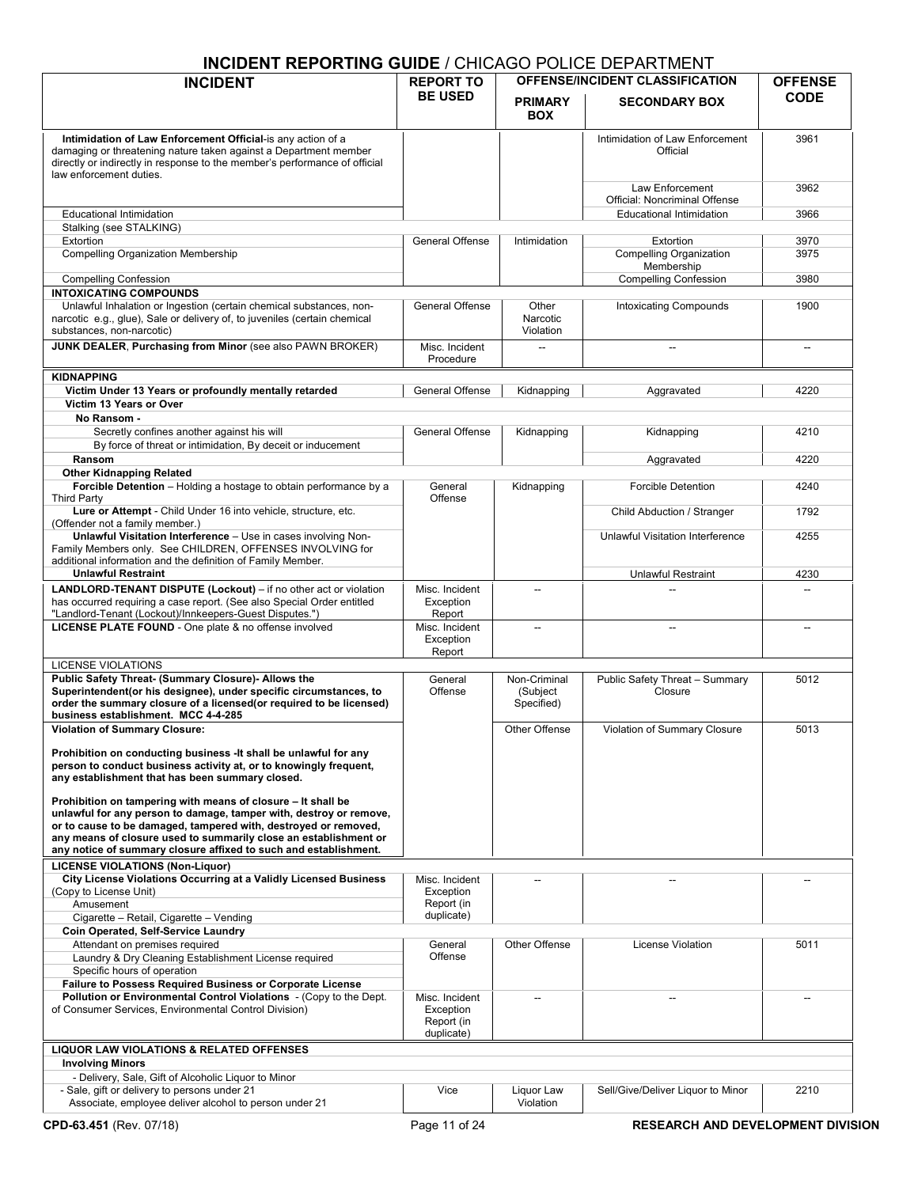# INCIDENT REPORTING GUIDE / CHICAGO POLICE DEPARTMENT

| INCIDENT | REPORT TO BE USED | OFFENSE/INCIDENT CLASSIFICATION | | OFFENSE CODE |
|---|---|---|---|---|
| | | PRIMARY BOX | SECONDARY BOX | |
| **Intimidation of Law Enforcement Official**-is any action of a damaging or threatening nature taken against a Department member directly or indirectly in response to the member's performance of official law enforcement duties. | | | Intimidation of Law Enforcement Official | 3961 |
| | | | Law Enforcement Official: Noncriminal Offense | 3962 |
| Educational Intimidation | | | Educational Intimidation | 3966 |
| Stalking (see STALKING) | | | | |
| Extortion | General Offense | Intimidation | Extortion | 3970 |
| Compelling Organization Membership | | | Compelling Organization Membership | 3975 |
| Compelling Confession | | | Compelling Confession | 3980 |
| **INTOXICATING COMPOUNDS** | | | | |
| Unlawful Inhalation or Ingestion (certain chemical substances, non-narcotic e.g., glue), Sale or delivery of, to, juveniles (certain chemical substances, non-narcotic) | General Offense | Other Narcotic Violation | Intoxicating Compounds | 1900 |
| **JUNK DEALER**, **Purchasing from Minor** (see also PAWN BROKER) | Misc. Incident Procedure | -- | -- | -- |
| **KIDNAPPING** | | | | |
| **Victim Under 13 Years or profoundly mentally retarded** | General Offense | Kidnapping | Aggravated | 4220 |
| **Victim 13 Years or Over** | | | | |
| **No Ransom -** | | | | |
| Secretly confines another against his will | General Offense | Kidnapping | Kidnapping | 4210 |
| By force of threat or intimidation, By deceit or inducement | | | | |
| **Ransom** | | | Aggravated | 4220 |
| **Other Kidnapping Related** | | | | |
| **Forcible Detention** – Holding a hostage to obtain performance by a Third Party | General Offense | Kidnapping | Forcible Detention | 4240 |
| **Lure or Attempt** - Child Under 16 into vehicle, structure, etc. (Offender not a family member.) | | | Child Abduction / Stranger | 1792 |
| **Unlawful Visitation Interference** – Use in cases involving Non-Family Members only. See CHILDREN, OFFENSES INVOLVING for additional information and the definition of Family Member. | | | Unlawful Visitation Interference | 4255 |
| **Unlawful Restraint** | | | Unlawful Restraint | 4230 |
| **LANDLORD-TENANT DISPUTE (Lockout)** – if no other act or violation has occurred requiring a case report. (See also Special Order entitled "Landlord-Tenant (Lockout)/Innkeepers-Guest Disputes.") | Misc. Incident Exception Report | -- | -- | -- |
| **LICENSE PLATE FOUND** - One plate & no offense involved | Misc. Incident Exception Report | -- | -- | -- |
| LICENSE VIOLATIONS | | | | |
| **Public Safety Threat- (Summary Closure)- Allows the Superintendent(or his designee), under specific circumstances, to order the summary closure of a licensed(or required to be licensed) business establishment. MCC 4-4-285** | General Offense | Non-Criminal (Subject Specified) | Public Safety Threat – Summary Closure | 5012 |
| **Violation of Summary Closure:** <br><br> **Prohibition on conducting business -It shall be unlawful for any person to conduct business activity at, or to knowingly frequent, any establishment that has been summary closed.** <br><br> **Prohibition on tampering with means of closure – It shall be unlawful for any person to damage, tamper with, destroy or remove, or to cause to be damaged, tampered with, destroyed or removed, any means of closure used to summarily close an establishment or any notice of summary closure affixed to such and establishment.** | | Other Offense | Violation of Summary Closure | 5013 |
| **LICENSE VIOLATIONS (Non-Liquor)** | | | | |
| **City License Violations Occurring at a Validly Licensed Business** (Copy to License Unit) | Misc. Incident Exception Report (in duplicate) | -- | -- | -- |
| Amusement | | | | |
| Cigarette – Retail, Cigarette – Vending | | | | |
| **Coin Operated, Self-Service Laundry** | | | | |
| Attendant on premises required | General Offense | Other Offense | License Violation | 5011 |
| Laundry & Dry Cleaning Establishment License required | | | | |
| Specific hours of operation | | | | |
| **Failure to Possess Required Business or Corporate License** | | | | |
| **Pollution or Environmental Control Violations** - (Copy to the Dept. of Consumer Services, Environmental Control Division) | Misc. Incident Exception Report (in duplicate) | -- | -- | -- |
| **LIQUOR LAW VIOLATIONS & RELATED OFFENSES** | | | | |
| **Involving Minors** | | | | |
| - Delivery, Sale, Gift of Alcoholic Liquor to Minor | | | | |
| - Sale, gift or delivery to persons under 21 <br> Associate, employee deliver alcohol to person under 21 | Vice | Liquor Law Violation | Sell/Give/Deliver Liquor to Minor | 2210 |

CPD-63.451 (Rev. 07/18) — RESEARCH AND DEVELOPMENT DIVISION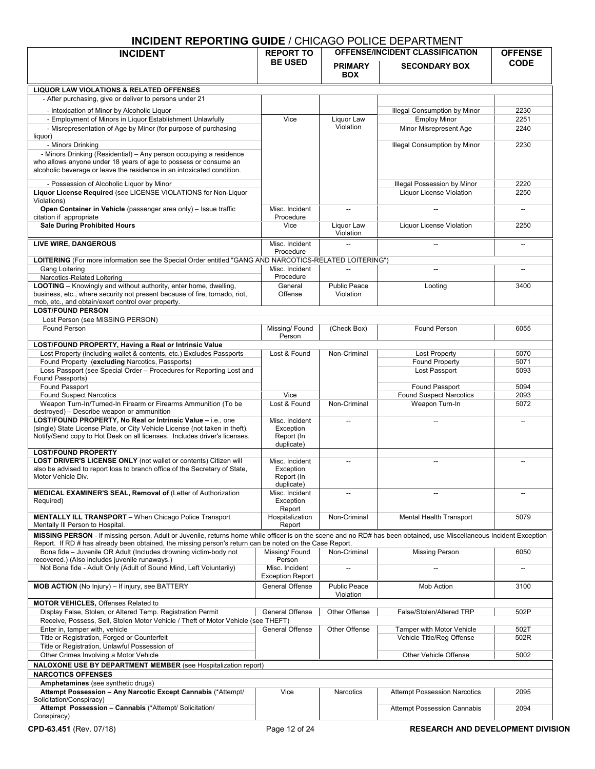# INCIDENT REPORTING GUIDE / CHICAGO POLICE DEPARTMENT

| INCIDENT | REPORT TO BE USED | OFFENSE/INCIDENT CLASSIFICATION PRIMARY BOX | SECONDARY BOX | OFFENSE CODE |
|---|---|---|---|---|
| **LIQUOR LAW VIOLATIONS & RELATED OFFENSES** | | | | |
| - After purchasing, give or deliver to persons under 21 | | | | |
| - Intoxication of Minor by Alcoholic Liquor | | | Illegal Consumption by Minor | 2230 |
| - Employment of Minors in Liquor Establishment Unlawfully | Vice | Liquor Law Violation | Employ Minor | 2251 |
| - Misrepresentation of Age by Minor (for purpose of purchasing liquor) | | | Minor Misrepresent Age | 2240 |
| - Minors Drinking | | | Illegal Consumption by Minor | 2230 |
| - Minors Drinking (Residential) – Any person occupying a residence who allows anyone under 18 years of age to possess or consume an alcoholic beverage or leave the residence in an intoxicated condition. | | | | |
| - Possession of Alcoholic Liquor by Minor | | | Illegal Possession by Minor | 2220 |
| **Liquor License Required** (see LICENSE VIOLATIONS for Non-Liquor Violations) | | | Liquor License Violation | 2250 |
| **Open Container in Vehicle** (passenger area only) – Issue traffic citation if appropriate | Misc. Incident Procedure | -- | -- | -- |
| **Sale During Prohibited Hours** | Vice | Liquor Law Violation | Liquor License Violation | 2250 |
| **LIVE WIRE, DANGEROUS** | Misc. Incident Procedure | -- | -- | -- |
| **LOITERING** (For more information see the Special Order entitled "GANG AND NARCOTICS-RELATED LOITERING") | | | | |
| Gang Loitering | Misc. Incident Procedure | -- | -- | -- |
| Narcotics-Related Loitering | | | | |
| **LOOTING** – Knowingly and without authority, enter home, dwelling, business, etc., where security not present because of fire, tornado, riot, mob, etc., and obtain/exert control over property. | General Offense | Public Peace Violation | Looting | 3400 |
| **LOST/FOUND PERSON** | | | | |
| Lost Person (see MISSING PERSON) | | | | |
| Found Person | Missing/ Found Person | (Check Box) | Found Person | 6055 |
| **LOST/FOUND PROPERTY, Having a Real or Intrinsic Value** | | | | |
| Lost Property (including wallet & contents, etc.) Excludes Passports | Lost & Found | Non-Criminal | Lost Property | 5070 |
| Found Property (**excluding** Narcotics, Passports) | | | Found Property | 5071 |
| Loss Passport (see Special Order – Procedures for Reporting Lost and Found Passports) | | | Lost Passport | 5093 |
| Found Passport | | | Found Passport | 5094 |
| Found Suspect Narcotics | Vice | | Found Suspect Narcotics | 2093 |
| Weapon Turn-In/Turned-In Firearm or Firearms Ammunition (To be destroyed) – Describe weapon or ammunition | Lost & Found | Non-Criminal | Weapon Turn-In | 5072 |
| **LOST/FOUND PROPERTY, No Real or Intrinsic Value –** i.e., one (single) State License Plate, or City Vehicle License (not taken in theft). Notify/Send copy to Hot Desk on all licenses. Includes driver's licenses. | Misc. Incident Exception Report (In duplicate) | -- | -- | -- |
| **LOST/FOUND PROPERTY** | | | | |
| **LOST DRIVER'S LICENSE ONLY** (not wallet or contents) Citizen will also be advised to report loss to branch office of the Secretary of State, Motor Vehicle Div. | Misc. Incident Exception Report (In duplicate) | -- | -- | -- |
| **MEDICAL EXAMINER'S SEAL, Removal of** (Letter of Authorization Required) | Misc. Incident Exception Report | -- | -- | -- |
| **MENTALLY ILL TRANSPORT** – When Chicago Police Transport Mentally Ill Person to Hospital. | Hospitalization Report | Non-Criminal | Mental Health Transport | 5079 |
| **MISSING PERSON** - If missing person, Adult or Juvenile, returns home while officer is on the scene and no RD# has been obtained, use Miscellaneous Incident Exception Report. If RD # has already been obtained, the missing person's return can be noted on the Case Report. | | | | |
| Bona fide – Juvenile OR Adult (Includes drowning victim-body not recovered.) (Also includes juvenile runaways.) | Missing/ Found Person | Non-Criminal | Missing Person | 6050 |
| Not Bona fide - Adult Only (Adult of Sound Mind, Left Voluntarily) | Misc. Incident Exception Report | -- | -- | -- |
| **MOB ACTION** (No Injury) – If injury, see BATTERY | General Offense | Public Peace Violation | Mob Action | 3100 |
| **MOTOR VEHICLES,** Offenses Related to | | | | |
| Display False, Stolen, or Altered Temp. Registration Permit | General Offense | Other Offense | False/Stolen/Altered TRP | 502P |
| Receive, Possess, Sell, Stolen Motor Vehicle / Theft of Motor Vehicle (see THEFT) | | | | |
| Enter in, tamper with, vehicle | General Offense | Other Offense | Tamper with Motor Vehicle | 502T |
| Title or Registration, Forged or Counterfeit | | | Vehicle Title/Reg Offense | 502R |
| Title or Registration, Unlawful Possession of | | | | |
| Other Crimes Involving a Motor Vehicle | | | Other Vehicle Offense | 5002 |
| **NALOXONE USE BY DEPARTMENT MEMBER** (see Hospitalization report) | | | | |
| **NARCOTICS OFFENSES** | | | | |
| **Amphetamines** (see synthetic drugs) | | | | |
| **Attempt Possession – Any Narcotic Except Cannabis** (*Attempt/ Solicitation/Conspiracy) | Vice | Narcotics | Attempt Possession Narcotics | 2095 |
| **Attempt Possession – Cannabis** (*Attempt/ Solicitation/ Conspiracy) | | | Attempt Possession Cannabis | 2094 |

**CPD-63.451** (Rev. 07/18) RESEARCH AND DEVELOPMENT DIVISION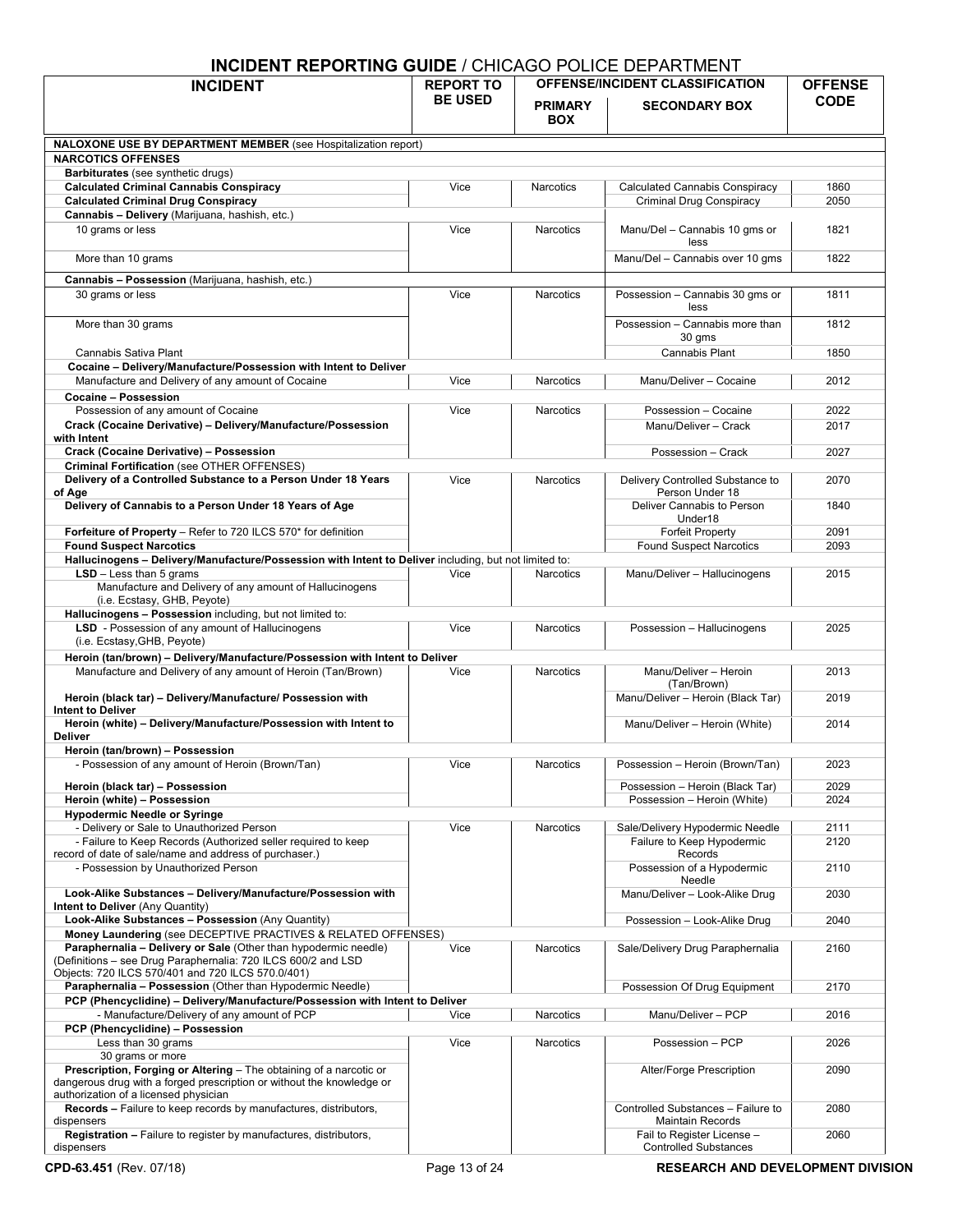# INCIDENT REPORTING GUIDE / CHICAGO POLICE DEPARTMENT

| INCIDENT | REPORT TO BE USED | OFFENSE/INCIDENT CLASSIFICATION | | OFFENSE CODE |
|---|---|---|---|---|
| | | PRIMARY BOX | SECONDARY BOX | |
| **NALOXONE USE BY DEPARTMENT MEMBER** (see Hospitalization report) | | | | |
| **NARCOTICS OFFENSES** | | | | |
| **Barbiturates** (see synthetic drugs) | | | | |
| **Calculated Criminal Cannabis Conspiracy** | Vice | Narcotics | Calculated Cannabis Conspiracy | 1860 |
| **Calculated Criminal Drug Conspiracy** | | | Criminal Drug Conspiracy | 2050 |
| **Cannabis – Delivery** (Marijuana, hashish, etc.) | | | | |
| 10 grams or less | Vice | Narcotics | Manu/Del – Cannabis 10 gms or less | 1821 |
| More than 10 grams | | | Manu/Del – Cannabis over 10 gms | 1822 |
| **Cannabis – Possession** (Marijuana, hashish, etc.) | | | | |
| 30 grams or less | Vice | Narcotics | Possession – Cannabis 30 gms or less | 1811 |
| More than 30 grams | | | Possession – Cannabis more than 30 gms | 1812 |
| Cannabis Sativa Plant | | | Cannabis Plant | 1850 |
| **Cocaine – Delivery/Manufacture/Possession with Intent to Deliver** | | | | |
| Manufacture and Delivery of any amount of Cocaine | Vice | Narcotics | Manu/Deliver – Cocaine | 2012 |
| **Cocaine – Possession** | | | | |
| Possession of any amount of Cocaine | Vice | Narcotics | Possession – Cocaine | 2022 |
| **Crack (Cocaine Derivative) – Delivery/Manufacture/Possession with Intent** | | | Manu/Deliver – Crack | 2017 |
| **Crack (Cocaine Derivative) – Possession** | | | Possession – Crack | 2027 |
| **Criminal Fortification** (see OTHER OFFENSES) | | | | |
| **Delivery of a Controlled Substance to a Person Under 18 Years of Age** | Vice | Narcotics | Delivery Controlled Substance to Person Under 18 | 2070 |
| **Delivery of Cannabis to a Person Under 18 Years of Age** | | | Deliver Cannabis to Person Under18 | 1840 |
| **Forfeiture of Property** – Refer to 720 ILCS 570* for definition | | | Forfeit Property | 2091 |
| **Found Suspect Narcotics** | | | Found Suspect Narcotics | 2093 |
| **Hallucinogens – Delivery/Manufacture/Possession with Intent to Deliver** including, but not limited to: | | | | |
| **LSD** – Less than 5 grams<br>Manufacture and Delivery of any amount of Hallucinogens (i.e. Ecstasy, GHB, Peyote) | Vice | Narcotics | Manu/Deliver – Hallucinogens | 2015 |
| **Hallucinogens – Possession** including, but not limited to: | | | | |
| **LSD** - Possession of any amount of Hallucinogens (i.e. Ecstasy,GHB, Peyote) | Vice | Narcotics | Possession – Hallucinogens | 2025 |
| **Heroin (tan/brown) – Delivery/Manufacture/Possession with Intent to Deliver** | | | | |
| Manufacture and Delivery of any amount of Heroin (Tan/Brown) | Vice | Narcotics | Manu/Deliver – Heroin (Tan/Brown) | 2013 |
| **Heroin (black tar) – Delivery/Manufacture/ Possession with Intent to Deliver** | | | Manu/Deliver – Heroin (Black Tar) | 2019 |
| **Heroin (white) – Delivery/Manufacture/Possession with Intent to Deliver** | | | Manu/Deliver – Heroin (White) | 2014 |
| **Heroin (tan/brown) – Possession** | | | | |
| - Possession of any amount of Heroin (Brown/Tan) | Vice | Narcotics | Possession – Heroin (Brown/Tan) | 2023 |
| **Heroin (black tar) – Possession** | | | Possession – Heroin (Black Tar) | 2029 |
| **Heroin (white) – Possession** | | | Possession – Heroin (White) | 2024 |
| **Hypodermic Needle or Syringe** | | | | |
| - Delivery or Sale to Unauthorized Person | Vice | Narcotics | Sale/Delivery Hypodermic Needle | 2111 |
| - Failure to Keep Records (Authorized seller required to keep record of date of sale/name and address of purchaser.) | | | Failure to Keep Hypodermic Records | 2120 |
| - Possession by Unauthorized Person | | | Possession of a Hypodermic Needle | 2110 |
| **Look-Alike Substances – Delivery/Manufacture/Possession with Intent to Deliver** (Any Quantity) | | | Manu/Deliver – Look-Alike Drug | 2030 |
| **Look-Alike Substances – Possession** (Any Quantity) | | | Possession – Look-Alike Drug | 2040 |
| **Money Laundering** (see DECEPTIVE PRACTIVES & RELATED OFFENSES) | | | | |
| **Paraphernalia – Delivery or Sale** (Other than hypodermic needle) (Definitions – see Drug Paraphernalia: 720 ILCS 600/2 and LSD Objects: 720 ILCS 570/401 and 720 ILCS 570.0/401) | Vice | Narcotics | Sale/Delivery Drug Paraphernalia | 2160 |
| **Paraphernalia – Possession** (Other than Hypodermic Needle) | | | Possession Of Drug Equipment | 2170 |
| **PCP (Phencyclidine) – Delivery/Manufacture/Possession with Intent to Deliver** | | | | |
| - Manufacture/Delivery of any amount of PCP | Vice | Narcotics | Manu/Deliver – PCP | 2016 |
| **PCP (Phencyclidine) – Possession** | | | | |
| Less than 30 grams<br>30 grams or more | Vice | Narcotics | Possession – PCP | 2026 |
| **Prescription, Forging or Altering** – The obtaining of a narcotic or dangerous drug with a forged prescription or without the knowledge or authorization of a licensed physician | | | Alter/Forge Prescription | 2090 |
| **Records –** Failure to keep records by manufactures, distributors, dispensers | | | Controlled Substances – Failure to Maintain Records | 2080 |
| **Registration –** Failure to register by manufactures, distributors, dispensers | | | Fail to Register License – Controlled Substances | 2060 |

**CPD-63.451** (Rev. 07/18) **RESEARCH AND DEVELOPMENT DIVISION**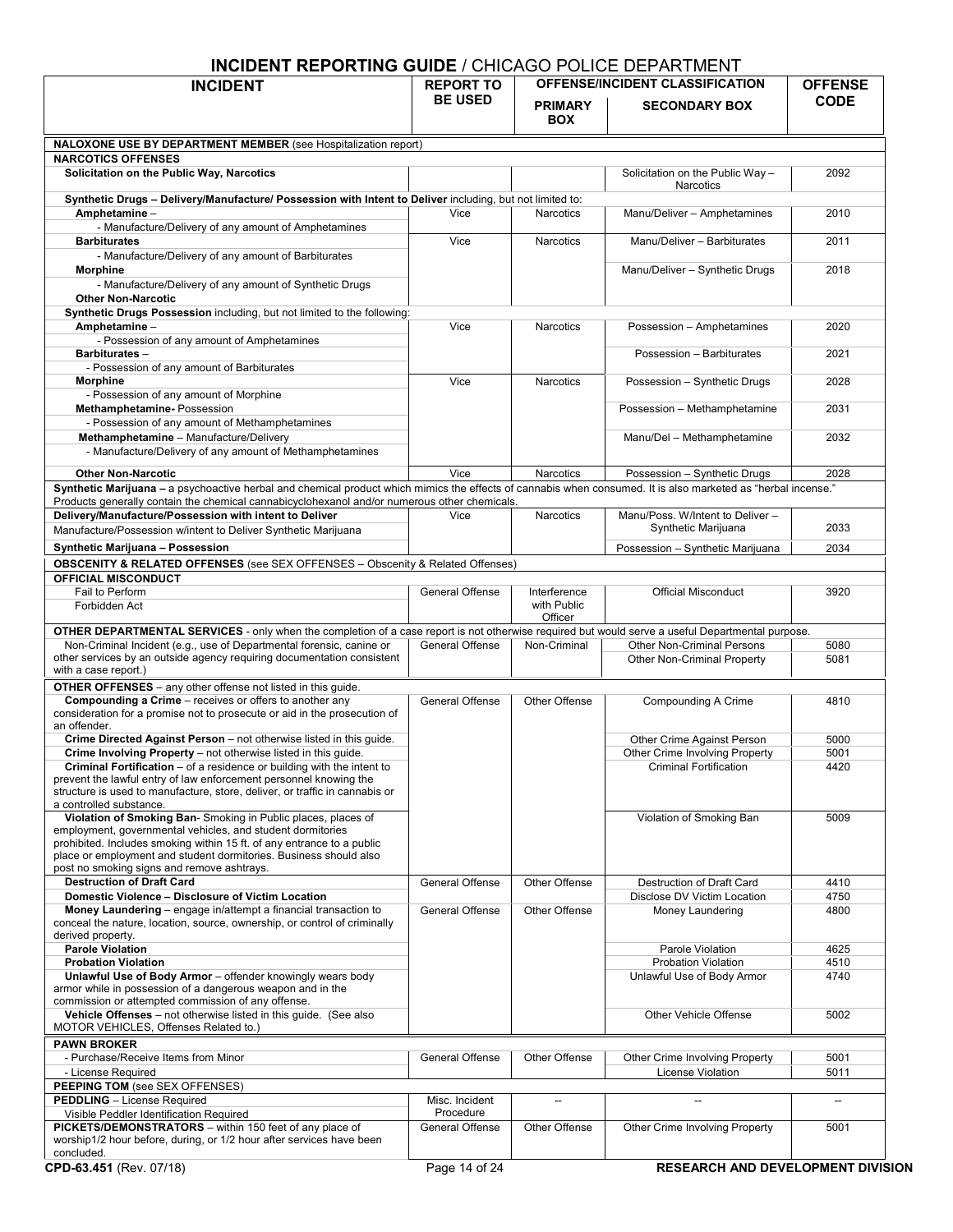# INCIDENT REPORTING GUIDE / CHICAGO POLICE DEPARTMENT

| INCIDENT | REPORT TO BE USED | OFFENSE/INCIDENT CLASSIFICATION PRIMARY BOX | SECONDARY BOX | OFFENSE CODE |
|---|---|---|---|---|
| **NALOXONE USE BY DEPARTMENT MEMBER** (see Hospitalization report) | | | | |
| **NARCOTICS OFFENSES** | | | | |
| **Solicitation on the Public Way, Narcotics** | | | Solicitation on the Public Way – Narcotics | 2092 |
| **Synthetic Drugs – Delivery/Manufacture/ Possession with Intent to Deliver** including, but not limited to: | | | | |
| **Amphetamine** – - Manufacture/Delivery of any amount of Amphetamines | Vice | Narcotics | Manu/Deliver – Amphetamines | 2010 |
| **Barbiturates** - Manufacture/Delivery of any amount of Barbiturates | Vice | Narcotics | Manu/Deliver – Barbiturates | 2011 |
| **Morphine** - Manufacture/Delivery of any amount of Synthetic Drugs **Other Non-Narcotic** | | | Manu/Deliver – Synthetic Drugs | 2018 |
| **Synthetic Drugs Possession** including, but not limited to the following: | | | | |
| **Amphetamine** – - Possession of any amount of Amphetamines | Vice | Narcotics | Possession – Amphetamines | 2020 |
| **Barbiturates** – - Possession of any amount of Barbiturates | | | Possession – Barbiturates | 2021 |
| **Morphine** - Possession of any amount of Morphine | Vice | Narcotics | Possession – Synthetic Drugs | 2028 |
| **Methamphetamine-** Possession - Possession of any amount of Methamphetamines | | | Possession – Methamphetamine | 2031 |
| **Methamphetamine** – Manufacture/Delivery - Manufacture/Delivery of any amount of Methamphetamines | | | Manu/Del – Methamphetamine | 2032 |
| **Other Non-Narcotic** | Vice | Narcotics | Possession – Synthetic Drugs | 2028 |
| **Synthetic Marijuana –** a psychoactive herbal and chemical product which mimics the effects of cannabis when consumed. It is also marketed as "herbal incense." Products generally contain the chemical cannabicyclohexanol and/or numerous other chemicals. | | | | |
| **Delivery/Manufacture/Possession with intent to Deliver** Manufacture/Possession w/intent to Deliver Synthetic Marijuana | Vice | Narcotics | Manu/Poss. W/Intent to Deliver – Synthetic Marijuana | 2033 |
| **Synthetic Marijuana – Possession** | | | Possession – Synthetic Marijuana | 2034 |
| **OBSCENITY & RELATED OFFENSES** (see SEX OFFENSES – Obscenity & Related Offenses) | | | | |
| **OFFICIAL MISCONDUCT** | | | | |
| Fail to Perform Forbidden Act | General Offense | Interference with Public Officer | Official Misconduct | 3920 |
| **OTHER DEPARTMENTAL SERVICES** - only when the completion of a case report is not otherwise required but would serve a useful Departmental purpose. | | | | |
| Non-Criminal Incident (e.g., use of Departmental forensic, canine or other services by an outside agency requiring documentation consistent with a case report.) | General Offense | Non-Criminal | Other Non-Criminal Persons | 5080 |
| | | | Other Non-Criminal Property | 5081 |
| **OTHER OFFENSES** – any other offense not listed in this guide. | | | | |
| **Compounding a Crime** – receives or offers to another any consideration for a promise not to prosecute or aid in the prosecution of an offender. | General Offense | Other Offense | Compounding A Crime | 4810 |
| **Crime Directed Against Person** – not otherwise listed in this guide. | | | Other Crime Against Person | 5000 |
| **Crime Involving Property** – not otherwise listed in this guide. | | | Other Crime Involving Property | 5001 |
| **Criminal Fortification** – of a residence or building with the intent to prevent the lawful entry of law enforcement personnel knowing the structure is used to manufacture, store, deliver, or traffic in cannabis or a controlled substance. | | | Criminal Fortification | 4420 |
| **Violation of Smoking Ban**- Smoking in Public places, places of employment, governmental vehicles, and student dormitories prohibited. Includes smoking within 15 ft. of any entrance to a public place or employment and student dormitories. Business should also post no smoking signs and remove ashtrays. | | | Violation of Smoking Ban | 5009 |
| **Destruction of Draft Card** | General Offense | Other Offense | Destruction of Draft Card | 4410 |
| **Domestic Violence – Disclosure of Victim Location** | | | Disclose DV Victim Location | 4750 |
| **Money Laundering** – engage in/attempt a financial transaction to conceal the nature, location, source, ownership, or control of criminally derived property. | General Offense | Other Offense | Money Laundering | 4800 |
| **Parole Violation** | | | Parole Violation | 4625 |
| **Probation Violation** | | | Probation Violation | 4510 |
| **Unlawful Use of Body Armor** – offender knowingly wears body armor while in possession of a dangerous weapon and in the commission or attempted commission of any offense. | | | Unlawful Use of Body Armor | 4740 |
| **Vehicle Offenses** – not otherwise listed in this guide. (See also MOTOR VEHICLES, Offenses Related to.) | | | Other Vehicle Offense | 5002 |
| **PAWN BROKER** | | | | |
| - Purchase/Receive Items from Minor | General Offense | Other Offense | Other Crime Involving Property | 5001 |
| - License Required | | | License Violation | 5011 |
| **PEEPING TOM** (see SEX OFFENSES) | | | | |
| **PEDDLING** – License Required Visible Peddler Identification Required | Misc. Incident Procedure | -- | -- | -- |
| **PICKETS/DEMONSTRATORS** – within 150 feet of any place of worship1/2 hour before, during, or 1/2 hour after services have been concluded. | General Offense | Other Offense | Other Crime Involving Property | 5001 |

**CPD-63.451** (Rev. 07/18) RESEARCH AND DEVELOPMENT DIVISION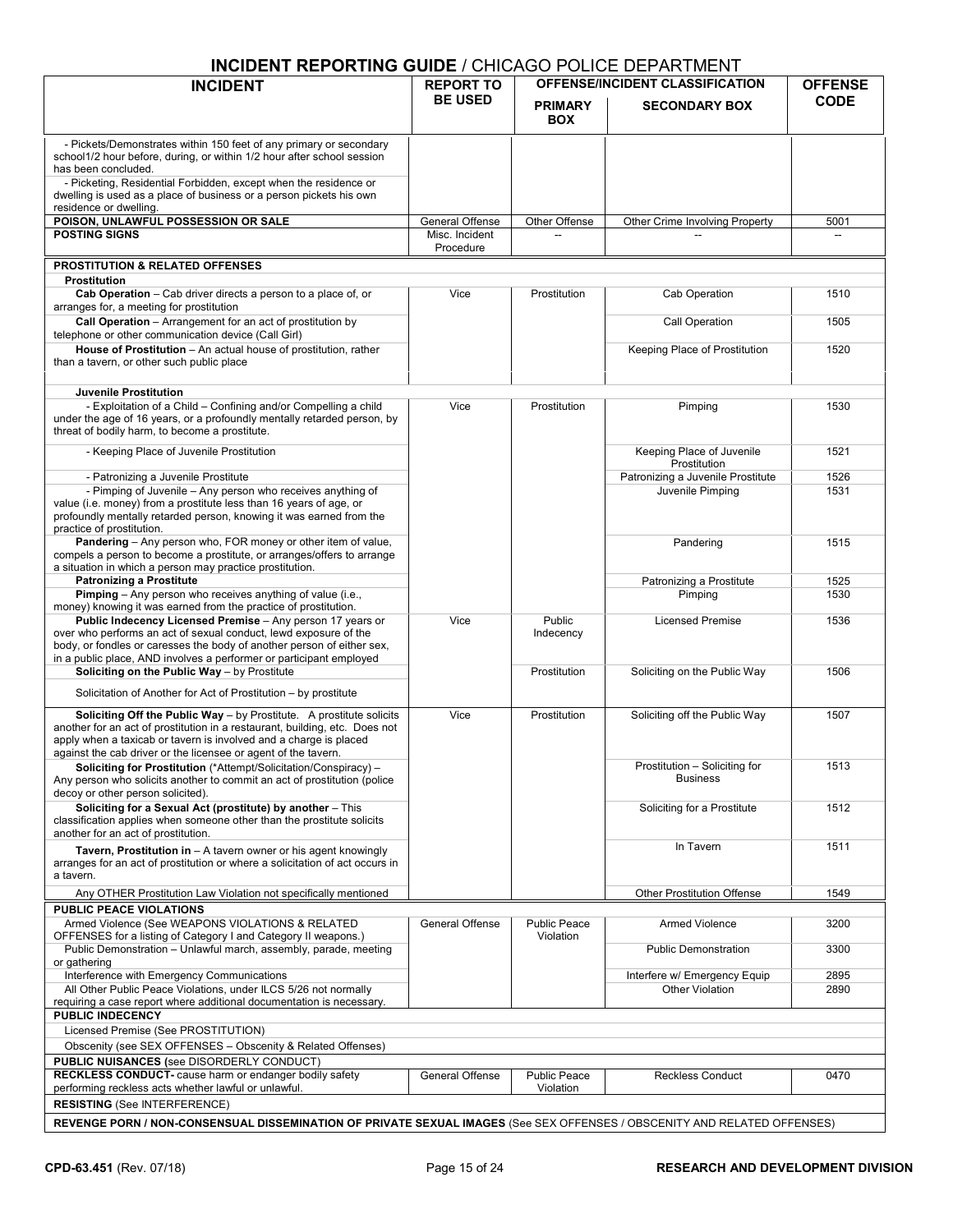# INCIDENT REPORTING GUIDE / CHICAGO POLICE DEPARTMENT

| INCIDENT | REPORT TO BE USED | OFFENSE/INCIDENT CLASSIFICATION | | OFFENSE CODE |
|---|---|---|---|---|
| | | PRIMARY BOX | SECONDARY BOX | |
| - Pickets/Demonstrates within 150 feet of any primary or secondary school1/2 hour before, during, or within 1/2 hour after school session has been concluded. | | | | |
| - Picketing, Residential Forbidden, except when the residence or dwelling is used as a place of business or a person pickets his own residence or dwelling. | | | | |
| **POISON, UNLAWFUL POSSESSION OR SALE** | General Offense | Other Offense | Other Crime Involving Property | 5001 |
| **POSTING SIGNS** | Misc. Incident Procedure | -- | -- | -- |
| **PROSTITUTION & RELATED OFFENSES** | | | | |
| **Prostitution** | | | | |
| **Cab Operation** – Cab driver directs a person to a place of, or arranges for, a meeting for prostitution | Vice | Prostitution | Cab Operation | 1510 |
| **Call Operation** – Arrangement for an act of prostitution by telephone or other communication device (Call Girl) | | | Call Operation | 1505 |
| **House of Prostitution** – An actual house of prostitution, rather than a tavern, or other such public place | | | Keeping Place of Prostitution | 1520 |
| **Juvenile Prostitution** | | | | |
| - Exploitation of a Child – Confining and/or Compelling a child under the age of 16 years, or a profoundly mentally retarded person, by threat of bodily harm, to become a prostitute. | Vice | Prostitution | Pimping | 1530 |
| - Keeping Place of Juvenile Prostitution | | | Keeping Place of Juvenile Prostitution | 1521 |
| - Patronizing a Juvenile Prostitute | | | Patronizing a Juvenile Prostitute | 1526 |
| - Pimping of Juvenile – Any person who receives anything of value (i.e. money) from a prostitute less than 16 years of age, or profoundly mentally retarded person, knowing it was earned from the practice of prostitution. | | | Juvenile Pimping | 1531 |
| **Pandering** – Any person who, FOR money or other item of value, compels a person to become a prostitute, or arranges/offers to arrange a situation in which a person may practice prostitution. | | | Pandering | 1515 |
| **Patronizing a Prostitute** | | | Patronizing a Prostitute | 1525 |
| **Pimping** – Any person who receives anything of value (i.e., money) knowing it was earned from the practice of prostitution. | | | Pimping | 1530 |
| **Public Indecency Licensed Premise** – Any person 17 years or over who performs an act of sexual conduct, lewd exposure of the body, or fondles or caresses the body of another person of either sex, in a public place, AND involves a performer or participant employed | Vice | Public Indecency | Licensed Premise | 1536 |
| **Soliciting on the Public Way** – by Prostitute<br><br>Solicitation of Another for Act of Prostitution – by prostitute | | Prostitution | Soliciting on the Public Way | 1506 |
| **Soliciting Off the Public Way** – by Prostitute. A prostitute solicits another for an act of prostitution in a restaurant, building, etc. Does not apply when a taxicab or tavern is involved and a charge is placed against the cab driver or the licensee or agent of the tavern. | Vice | Prostitution | Soliciting off the Public Way | 1507 |
| **Soliciting for Prostitution** (*Attempt/Solicitation/Conspiracy) – Any person who solicits another to commit an act of prostitution (police decoy or other person solicited). | | | Prostitution – Soliciting for Business | 1513 |
| **Soliciting for a Sexual Act (prostitute) by another** – This classification applies when someone other than the prostitute solicits another for an act of prostitution. | | | Soliciting for a Prostitute | 1512 |
| **Tavern, Prostitution in** – A tavern owner or his agent knowingly arranges for an act of prostitution or where a solicitation of act occurs in a tavern. | | | In Tavern | 1511 |
| Any OTHER Prostitution Law Violation not specifically mentioned | | | Other Prostitution Offense | 1549 |
| **PUBLIC PEACE VIOLATIONS** | | | | |
| Armed Violence (See WEAPONS VIOLATIONS & RELATED OFFENSES for a listing of Category I and Category II weapons.) | General Offense | Public Peace Violation | Armed Violence | 3200 |
| Public Demonstration – Unlawful march, assembly, parade, meeting or gathering | | | Public Demonstration | 3300 |
| Interference with Emergency Communications | | | Interfere w/ Emergency Equip | 2895 |
| All Other Public Peace Violations, under ILCS 5/26 not normally requiring a case report where additional documentation is necessary. | | | Other Violation | 2890 |
| **PUBLIC INDECENCY** | | | | |
| Licensed Premise (See PROSTITUTION) | | | | |
| Obscenity (see SEX OFFENSES – Obscenity & Related Offenses) | | | | |
| **PUBLIC NUISANCES (**see DISORDERLY CONDUCT) | | | | |
| **RECKLESS CONDUCT-** cause harm or endanger bodily safety performing reckless acts whether lawful or unlawful. | General Offense | Public Peace Violation | Reckless Conduct | 0470 |
| **RESISTING** (See INTERFERENCE) | | | | |
| **REVENGE PORN / NON-CONSENSUAL DISSEMINATION OF PRIVATE SEXUAL IMAGES** (See SEX OFFENSES / OBSCENITY AND RELATED OFFENSES) | | | | |

**CPD-63.451** (Rev. 07/18) **RESEARCH AND DEVELOPMENT DIVISION**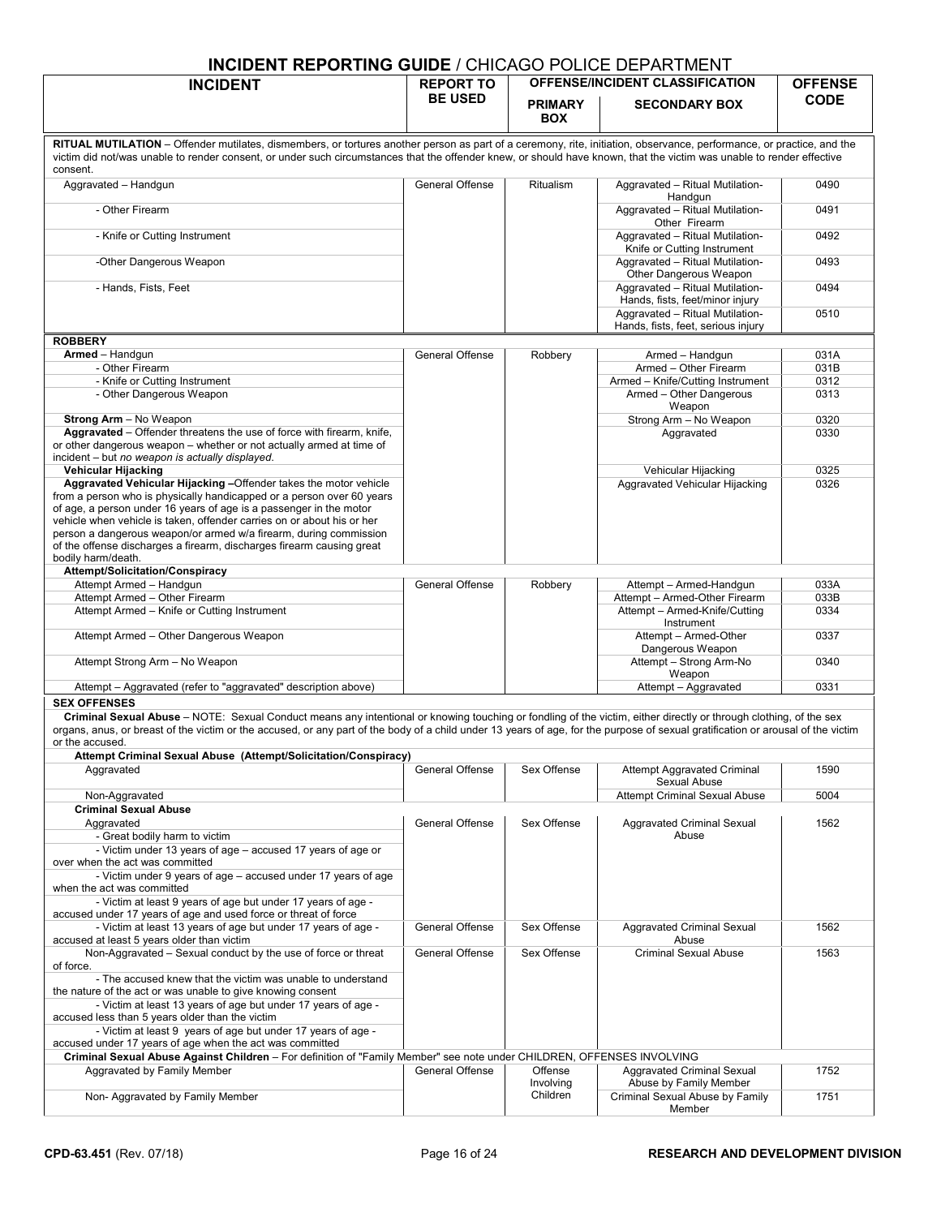# INCIDENT REPORTING GUIDE / CHICAGO POLICE DEPARTMENT

| INCIDENT | REPORT TO BE USED | OFFENSE/INCIDENT CLASSIFICATION PRIMARY BOX | SECONDARY BOX | OFFENSE CODE |
|---|---|---|---|---|
| **RITUAL MUTILATION** – Offender mutilates, dismembers, or tortures another person as part of a ceremony, rite, initiation, observance, performance, or practice, and the victim did not/was unable to render consent, or under such circumstances that the offender knew, or should have known, that the victim was unable to render effective consent. | | | | |
| Aggravated – Handgun | General Offense | Ritualism | Aggravated – Ritual Mutilation-Handgun | 0490 |
| - Other Firearm | | | Aggravated – Ritual Mutilation-Other Firearm | 0491 |
| - Knife or Cutting Instrument | | | Aggravated – Ritual Mutilation-Knife or Cutting Instrument | 0492 |
| -Other Dangerous Weapon | | | Aggravated – Ritual Mutilation-Other Dangerous Weapon | 0493 |
| - Hands, Fists, Feet | | | Aggravated – Ritual Mutilation-Hands, fists, feet/minor injury | 0494 |
| | | | Aggravated – Ritual Mutilation-Hands, fists, feet, serious injury | 0510 |
| **ROBBERY** | | | | |
| **Armed** – Handgun | General Offense | Robbery | Armed – Handgun | 031A |
| - Other Firearm | | | Armed – Other Firearm | 031B |
| - Knife or Cutting Instrument | | | Armed – Knife/Cutting Instrument | 0312 |
| - Other Dangerous Weapon | | | Armed – Other Dangerous Weapon | 0313 |
| **Strong Arm** – No Weapon | | | Strong Arm – No Weapon | 0320 |
| **Aggravated** – Offender threatens the use of force with firearm, knife, or other dangerous weapon – whether or not actually armed at time of incident – but *no weapon is actually displayed.* | | | Aggravated | 0330 |
| **Vehicular Hijacking** | | | Vehicular Hijacking | 0325 |
| **Aggravated Vehicular Hijacking** –Offender takes the motor vehicle from a person who is physically handicapped or a person over 60 years of age, a person under 16 years of age is a passenger in the motor vehicle when vehicle is taken, offender carries on or about his or her person a dangerous weapon/or armed w/a firearm, during commission of the offense discharges a firearm, discharges firearm causing great bodily harm/death. | | | Aggravated Vehicular Hijacking | 0326 |
| **Attempt/Solicitation/Conspiracy** | | | | |
| Attempt Armed – Handgun | General Offense | Robbery | Attempt – Armed-Handgun | 033A |
| Attempt Armed – Other Firearm | | | Attempt – Armed-Other Firearm | 033B |
| Attempt Armed – Knife or Cutting Instrument | | | Attempt – Armed-Knife/Cutting Instrument | 0334 |
| Attempt Armed – Other Dangerous Weapon | | | Attempt – Armed-Other Dangerous Weapon | 0337 |
| Attempt Strong Arm – No Weapon | | | Attempt – Strong Arm-No Weapon | 0340 |
| Attempt – Aggravated (refer to "aggravated" description above) | | | Attempt – Aggravated | 0331 |
| **SEX OFFENSES** | | | | |
| **Criminal Sexual Abuse** – NOTE: Sexual Conduct means any intentional or knowing touching or fondling of the victim, either directly or through clothing, of the sex organs, anus, or breast of the victim or the accused, or any part of the body of a child under 13 years of age, for the purpose of sexual gratification or arousal of the victim or the accused. | | | | |
| **Attempt Criminal Sexual Abuse (Attempt/Solicitation/Conspiracy)** | | | | |
| Aggravated | General Offense | Sex Offense | Attempt Aggravated Criminal Sexual Abuse | 1590 |
| Non-Aggravated | | | Attempt Criminal Sexual Abuse | 5004 |
| **Criminal Sexual Abuse** | | | | |
| Aggravated | General Offense | Sex Offense | Aggravated Criminal Sexual Abuse | 1562 |
| - Great bodily harm to victim | | | | |
| - Victim under 13 years of age – accused 17 years of age or over when the act was committed | | | | |
| - Victim under 9 years of age – accused under 17 years of age when the act was committed | | | | |
| - Victim at least 9 years of age but under 17 years of age - accused under 17 years of age and used force or threat of force | | | | |
| - Victim at least 13 years of age but under 17 years of age - accused at least 5 years older than victim | General Offense | Sex Offense | Aggravated Criminal Sexual Abuse | 1562 |
| Non-Aggravated – Sexual conduct by the use of force or threat of force. | General Offense | Sex Offense | Criminal Sexual Abuse | 1563 |
| - The accused knew that the victim was unable to understand the nature of the act or was unable to give knowing consent | | | | |
| - Victim at least 13 years of age but under 17 years of age - accused less than 5 years older than the victim | | | | |
| - Victim at least 9 years of age but under 17 years of age - accused under 17 years of age when the act was committed | | | | |
| **Criminal Sexual Abuse Against Children** – For definition of "Family Member" see note under CHILDREN, OFFENSES INVOLVING | | | | |
| Aggravated by Family Member | General Offense | Offense Involving Children | Aggravated Criminal Sexual Abuse by Family Member | 1752 |
| Non- Aggravated by Family Member | | | Criminal Sexual Abuse by Family Member | 1751 |

CPD-63.451 (Rev. 07/18) RESEARCH AND DEVELOPMENT DIVISION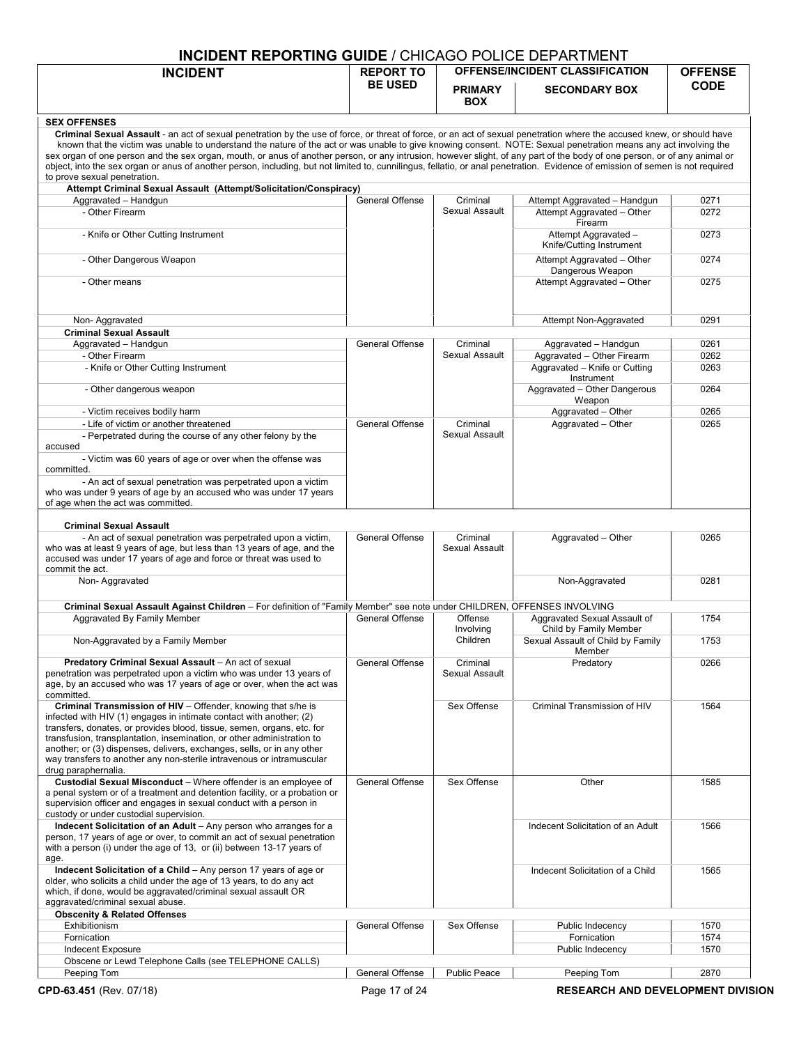# INCIDENT REPORTING GUIDE / CHICAGO POLICE DEPARTMENT

| INCIDENT | REPORT TO BE USED | OFFENSE/INCIDENT CLASSIFICATION PRIMARY BOX | SECONDARY BOX | OFFENSE CODE |
|---|---|---|---|---|
| **SEX OFFENSES** | | | | |
| **Criminal Sexual Assault** - an act of sexual penetration by the use of force, or threat of force, or an act of sexual penetration where the accused knew, or should have known that the victim was unable to understand the nature of the act or was unable to give knowing consent. NOTE: Sexual penetration means any act involving the sex organ of one person and the sex organ, mouth, or anus of another person, or any intrusion, however slight, of any part of the body of one person, or of any animal or object, into the sex organ or anus of another person, including, but not limited to, cunnilingus, fellatio, or anal penetration. Evidence of emission of semen is not required to prove sexual penetration. | | | | |
| **Attempt Criminal Sexual Assault (Attempt/Solicitation/Conspiracy)** | | | | |
| Aggravated – Handgun | General Offense | Criminal Sexual Assault | Attempt Aggravated – Handgun | 0271 |
| - Other Firearm | | | Attempt Aggravated – Other Firearm | 0272 |
| - Knife or Other Cutting Instrument | | | Attempt Aggravated – Knife/Cutting Instrument | 0273 |
| - Other Dangerous Weapon | | | Attempt Aggravated – Other Dangerous Weapon | 0274 |
| - Other means | | | Attempt Aggravated – Other | 0275 |
| Non- Aggravated | | | Attempt Non-Aggravated | 0291 |
| **Criminal Sexual Assault** | | | | |
| Aggravated – Handgun | General Offense | Criminal Sexual Assault | Aggravated – Handgun | 0261 |
| - Other Firearm | | | Aggravated – Other Firearm | 0262 |
| - Knife or Other Cutting Instrument | | | Aggravated – Knife or Cutting Instrument | 0263 |
| - Other dangerous weapon | | | Aggravated – Other Dangerous Weapon | 0264 |
| - Victim receives bodily harm | | | Aggravated – Other | 0265 |
| - Life of victim or another threatened | General Offense | Criminal Sexual Assault | Aggravated – Other | 0265 |
| - Perpetrated during the course of any other felony by the accused | | | | |
| - Victim was 60 years of age or over when the offense was committed. | | | | |
| - An act of sexual penetration was perpetrated upon a victim who was under 9 years of age by an accused who was under 17 years of age when the act was committed. | | | | |
| **Criminal Sexual Assault** | | | | |
| - An act of sexual penetration was perpetrated upon a victim, who was at least 9 years of age, but less than 13 years of age, and the accused was under 17 years of age and force or threat was used to commit the act. | General Offense | Criminal Sexual Assault | Aggravated – Other | 0265 |
| Non- Aggravated | | | Non-Aggravated | 0281 |
| **Criminal Sexual Assault Against Children** – For definition of "Family Member" see note under CHILDREN, OFFENSES INVOLVING | | | | |
| Aggravated By Family Member | General Offense | Offense Involving Children | Aggravated Sexual Assault of Child by Family Member | 1754 |
| Non-Aggravated by a Family Member | | | Sexual Assault of Child by Family Member | 1753 |
| **Predatory Criminal Sexual Assault** – An act of sexual penetration was perpetrated upon a victim who was under 13 years of age, by an accused who was 17 years of age or over, when the act was committed. | General Offense | Criminal Sexual Assault | Predatory | 0266 |
| **Criminal Transmission of HIV** – Offender, knowing that s/he is infected with HIV (1) engages in intimate contact with another; (2) transfers, donates, or provides blood, tissue, semen, organs, etc. for transfusion, transplantation, insemination, or other administration to another; or (3) dispenses, delivers, exchanges, sells, or in any other way transfers to another any non-sterile intravenous or intramuscular drug paraphernalia. | | Sex Offense | Criminal Transmission of HIV | 1564 |
| **Custodial Sexual Misconduct** – Where offender is an employee of a penal system or of a treatment and detention facility, or a probation or supervision officer and engages in sexual conduct with a person in custody or under custodial supervision. | General Offense | Sex Offense | Other | 1585 |
| **Indecent Solicitation of an Adult** – Any person who arranges for a person, 17 years of age or over, to commit an act of sexual penetration with a person (i) under the age of 13, or (ii) between 13-17 years of age. | | | Indecent Solicitation of an Adult | 1566 |
| **Indecent Solicitation of a Child** – Any person 17 years of age or older, who solicits a child under the age of 13 years, to do any act which, if done, would be aggravated/criminal sexual assault OR aggravated/criminal sexual abuse. | | | Indecent Solicitation of a Child | 1565 |
| **Obscenity & Related Offenses** | | | | |
| Exhibitionism | General Offense | Sex Offense | Public Indecency | 1570 |
| Fornication | | | Fornication | 1574 |
| Indecent Exposure | | | Public Indecency | 1570 |
| Obscene or Lewd Telephone Calls (see TELEPHONE CALLS) | | | | |
| Peeping Tom | General Offense | Public Peace | Peeping Tom | 2870 |

CPD-63.451 (Rev. 07/18) — RESEARCH AND DEVELOPMENT DIVISION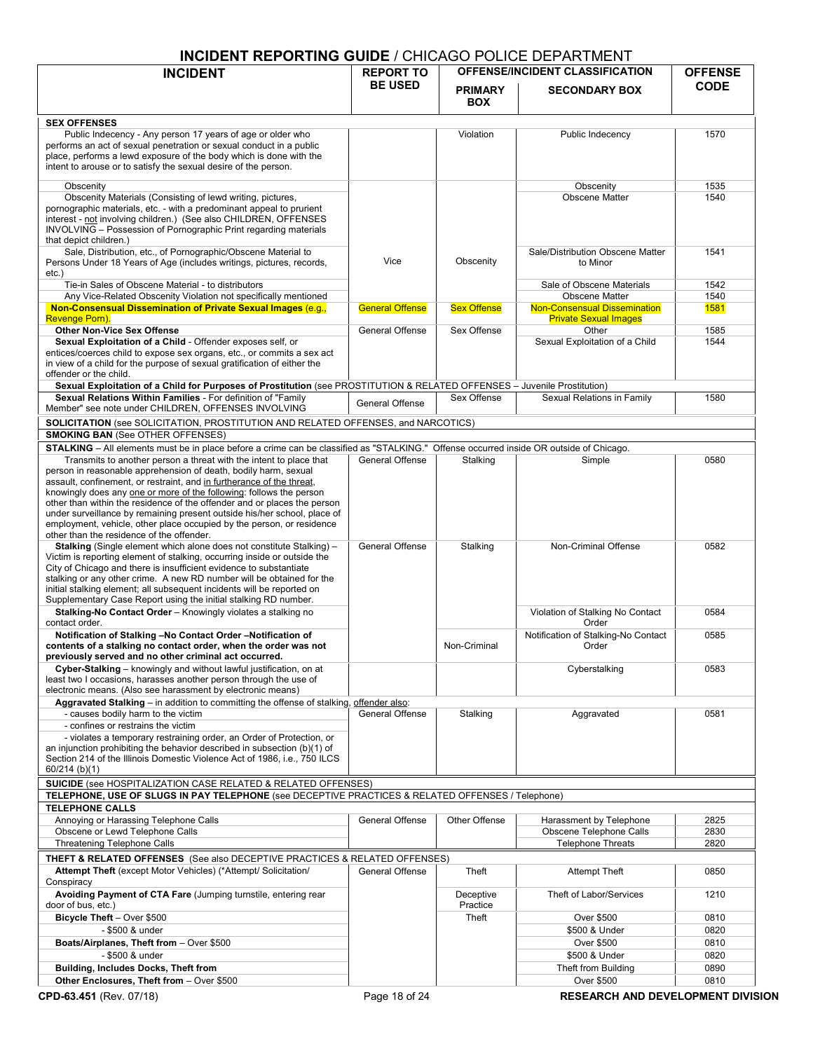# INCIDENT REPORTING GUIDE / CHICAGO POLICE DEPARTMENT

| INCIDENT | REPORT TO BE USED | OFFENSE/INCIDENT CLASSIFICATION PRIMARY BOX | SECONDARY BOX | OFFENSE CODE |
|---|---|---|---|---|
| **SEX OFFENSES** | | | | |
| Public Indecency - Any person 17 years of age or older who performs an act of sexual penetration or sexual conduct in a public place, performs a lewd exposure of the body which is done with the intent to arouse or to satisfy the sexual desire of the person. | | Violation | Public Indecency | 1570 |
| Obscenity | Vice | Obscenity | Obscenity | 1535 |
| Obscenity Materials (Consisting of lewd writing, pictures, pornographic materials, etc. - with a predominant appeal to prurient interest - not involving children.) (See also CHILDREN, OFFENSES INVOLVING – Possession of Pornographic Print regarding materials that depict children.) | | | Obscene Matter | 1540 |
| Sale, Distribution, etc., of Pornographic/Obscene Material to Persons Under 18 Years of Age (includes writings, pictures, records, etc.) | | | Sale/Distribution Obscene Matter to Minor | 1541 |
| Tie-in Sales of Obscene Material - to distributors | | | Sale of Obscene Materials | 1542 |
| Any Vice-Related Obscenity Violation not specifically mentioned | | | Obscene Matter | 1540 |
| **Non-Consensual Dissemination of Private Sexual Images** (e.g., Revenge Porn). | General Offense | Sex Offense | Non-Consensual Dissemination Private Sexual Images | 1581 |
| **Other Non-Vice Sex Offense** | General Offense | Sex Offense | Other | 1585 |
| **Sexual Exploitation of a Child** - Offender exposes self, or entices/coerces child to expose sex organs, etc., or commits a sex act in view of a child for the purpose of sexual gratification of either the offender or the child. | | | Sexual Exploitation of a Child | 1544 |
| **Sexual Exploitation of a Child for Purposes of Prostitution** (see PROSTITUTION & RELATED OFFENSES – Juvenile Prostitution) | | | | |
| **Sexual Relations Within Families** - For definition of "Family Member" see note under CHILDREN, OFFENSES INVOLVING | General Offense | Sex Offense | Sexual Relations in Family | 1580 |
| **SOLICITATION** (see SOLICITATION, PROSTITUTION AND RELATED OFFENSES, and NARCOTICS) | | | | |
| **SMOKING BAN** (See OTHER OFFENSES) | | | | |
| **STALKING** – All elements must be in place before a crime can be classified as "STALKING." Offense occurred inside OR outside of Chicago. | | | | |
| Transmits to another person a threat with the intent to place that person in reasonable apprehension of death, bodily harm, sexual assault, confinement, or restraint, and in furtherance of the threat, knowingly does any one or more of the following: follows the person other than within the residence of the offender and or places the person under surveillance by remaining present outside his/her school, place of employment, vehicle, other place occupied by the person, or residence other than the residence of the offender. | General Offense | Stalking | Simple | 0580 |
| **Stalking** (Single element which alone does not constitute Stalking) – Victim is reporting element of stalking, occurring inside or outside the City of Chicago and there is insufficient evidence to substantiate stalking or any other crime. A new RD number will be obtained for the initial stalking element; all subsequent incidents will be reported on Supplementary Case Report using the initial stalking RD number. | General Offense | Stalking | Non-Criminal Offense | 0582 |
| **Stalking-No Contact Order** – Knowingly violates a stalking no contact order. | | | Violation of Stalking No Contact Order | 0584 |
| **Notification of Stalking –No Contact Order –Notification of contents of a stalking no contact order, when the order was not previously served and no other criminal act occurred.** | | Non-Criminal | Notification of Stalking-No Contact Order | 0585 |
| **Cyber-Stalking** – knowingly and without lawful justification, on at least two I occasions, harasses another person through the use of electronic means. (Also see harassment by electronic means) | | | Cyberstalking | 0583 |
| **Aggravated Stalking** – in addition to committing the offense of stalking, offender also: | | | | |
| - causes bodily harm to the victim<br>- confines or restrains the victim<br>- violates a temporary restraining order, an Order of Protection, or an injunction prohibiting the behavior described in subsection (b)(1) of Section 214 of the Illinois Domestic Violence Act of 1986, i.e., 750 ILCS 60/214 (b)(1) | General Offense | Stalking | Aggravated | 0581 |
| **SUICIDE** (see HOSPITALIZATION CASE RELATED & RELATED OFFENSES) | | | | |
| **TELEPHONE, USE OF SLUGS IN PAY TELEPHONE** (see DECEPTIVE PRACTICES & RELATED OFFENSES / Telephone) | | | | |
| **TELEPHONE CALLS** | | | | |
| Annoying or Harassing Telephone Calls | General Offense | Other Offense | Harassment by Telephone | 2825 |
| Obscene or Lewd Telephone Calls | | | Obscene Telephone Calls | 2830 |
| Threatening Telephone Calls | | | Telephone Threats | 2820 |
| **THEFT & RELATED OFFENSES** (See also DECEPTIVE PRACTICES & RELATED OFFENSES) | | | | |
| **Attempt Theft** (except Motor Vehicles) (*Attempt/ Solicitation/ Conspiracy | General Offense | Theft | Attempt Theft | 0850 |
| **Avoiding Payment of CTA Fare** (Jumping turnstile, entering rear door of bus, etc.) | | Deceptive Practice | Theft of Labor/Services | 1210 |
| **Bicycle Theft** – Over $500 | | Theft | Over $500 | 0810 |
| - $500 & under | | | $500 & Under | 0820 |
| **Boats/Airplanes, Theft from** – Over $500 | | | Over $500 | 0810 |
| - $500 & under | | | $500 & Under | 0820 |
| **Building, Includes Docks, Theft from** | | | Theft from Building | 0890 |
| **Other Enclosures, Theft from** – Over $500 | | | Over $500 | 0810 |

**CPD-63.451** (Rev. 07/18) **RESEARCH AND DEVELOPMENT DIVISION**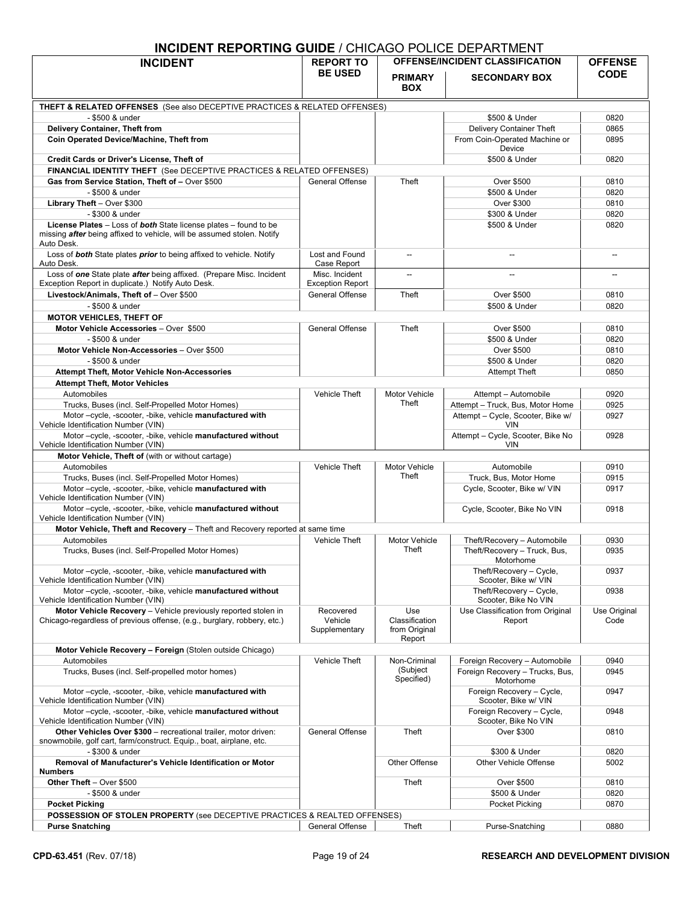# INCIDENT REPORTING GUIDE / CHICAGO POLICE DEPARTMENT

| INCIDENT | REPORT TO BE USED | OFFENSE/INCIDENT CLASSIFICATION | | OFFENSE CODE |
|---|---|---|---|---|
| | | PRIMARY BOX | SECONDARY BOX | |
| **THEFT & RELATED OFFENSES** (See also DECEPTIVE PRACTICES & RELATED OFFENSES) | | | | |
| - $500 & under | | | $500 & Under | 0820 |
| **Delivery Container, Theft from** | | | Delivery Container Theft | 0865 |
| **Coin Operated Device/Machine, Theft from** | | | From Coin-Operated Machine or Device | 0895 |
| **Credit Cards or Driver's License, Theft of** | | | $500 & Under | 0820 |
| **FINANCIAL IDENTITY THEFT** (See DECEPTIVE PRACTICES & RELATED OFFENSES) | | | | |
| **Gas from Service Station, Theft of –** Over $500 | General Offense | Theft | Over $500 | 0810 |
| - $500 & under | | | $500 & Under | 0820 |
| **Library Theft** – Over $300 | | | Over $300 | 0810 |
| - $300 & under | | | $300 & Under | 0820 |
| **License Plates** – Loss of ***both*** State license plates – found to be missing ***after*** being affixed to vehicle, will be assumed stolen. Notify Auto Desk. | | | $500 & Under | 0820 |
| Loss of ***both*** State plates ***prior*** to being affixed to vehicle. Notify Auto Desk. | Lost and Found Case Report | -- | -- | -- |
| Loss of ***one*** State plate ***after*** being affixed. (Prepare Misc. Incident Exception Report in duplicate.) Notify Auto Desk. | Misc. Incident Exception Report | -- | -- | -- |
| **Livestock/Animals, Theft of** – Over $500 | General Offense | Theft | Over $500 | 0810 |
| - $500 & under | | | $500 & Under | 0820 |
| **MOTOR VEHICLES, THEFT OF** | | | | |
| **Motor Vehicle Accessories** – Over $500 | General Offense | Theft | Over $500 | 0810 |
| - $500 & under | | | $500 & Under | 0820 |
| **Motor Vehicle Non-Accessories** – Over $500 | | | Over $500 | 0810 |
| - $500 & under | | | $500 & Under | 0820 |
| **Attempt Theft, Motor Vehicle Non-Accessories** | | | Attempt Theft | 0850 |
| **Attempt Theft, Motor Vehicles** | | | | |
| Automobiles | Vehicle Theft | Motor Vehicle Theft | Attempt – Automobile | 0920 |
| Trucks, Buses (incl. Self-Propelled Motor Homes) | | | Attempt – Truck, Bus, Motor Home | 0925 |
| Motor –cycle, -scooter, -bike, vehicle **manufactured with** Vehicle Identification Number (VIN) | | | Attempt – Cycle, Scooter, Bike w/ VIN | 0927 |
| Motor –cycle, -scooter, -bike, vehicle **manufactured without** Vehicle Identification Number (VIN) | | | Attempt – Cycle, Scooter, Bike No VIN | 0928 |
| **Motor Vehicle, Theft of** (with or without cartage) | | | | |
| Automobiles | Vehicle Theft | Motor Vehicle Theft | Automobile | 0910 |
| Trucks, Buses (incl. Self-Propelled Motor Homes) | | | Truck, Bus, Motor Home | 0915 |
| Motor –cycle, -scooter, -bike, vehicle **manufactured with** Vehicle Identification Number (VIN) | | | Cycle, Scooter, Bike w/ VIN | 0917 |
| Motor –cycle, -scooter, -bike, vehicle **manufactured without** Vehicle Identification Number (VIN) | | | Cycle, Scooter, Bike No VIN | 0918 |
| **Motor Vehicle, Theft and Recovery** – Theft and Recovery reported at same time | | | | |
| Automobiles | Vehicle Theft | Motor Vehicle Theft | Theft/Recovery – Automobile | 0930 |
| Trucks, Buses (incl. Self-Propelled Motor Homes) | | | Theft/Recovery – Truck, Bus, Motorhome | 0935 |
| Motor –cycle, -scooter, -bike, vehicle **manufactured with** Vehicle Identification Number (VIN) | | | Theft/Recovery – Cycle, Scooter, Bike w/ VIN | 0937 |
| Motor –cycle, -scooter, -bike, vehicle **manufactured without** Vehicle Identification Number (VIN) | | | Theft/Recovery – Cycle, Scooter, Bike No VIN | 0938 |
| **Motor Vehicle Recovery** – Vehicle previously reported stolen in Chicago-regardless of previous offense, (e.g., burglary, robbery, etc.) | Recovered Vehicle Supplementary | Use Classification from Original Report | Use Classification from Original Report | Use Original Code |
| **Motor Vehicle Recovery – Foreign** (Stolen outside Chicago) | | | | |
| Automobiles | Vehicle Theft | Non-Criminal (Subject Specified) | Foreign Recovery – Automobile | 0940 |
| Trucks, Buses (incl. Self-propelled motor homes) | | | Foreign Recovery – Trucks, Bus, Motorhome | 0945 |
| Motor –cycle, -scooter, -bike, vehicle **manufactured with** Vehicle Identification Number (VIN) | | | Foreign Recovery – Cycle, Scooter, Bike w/ VIN | 0947 |
| Motor –cycle, -scooter, -bike, vehicle **manufactured without** Vehicle Identification Number (VIN) | | | Foreign Recovery – Cycle, Scooter, Bike No VIN | 0948 |
| **Other Vehicles Over $300** – recreational trailer, motor driven: snowmobile, golf cart, farm/construct. Equip., boat, airplane, etc. | General Offense | Theft | Over $300 | 0810 |
| - $300 & under | | | $300 & Under | 0820 |
| **Removal of Manufacturer's Vehicle Identification or Motor Numbers** | | Other Offense | Other Vehicle Offense | 5002 |
| **Other Theft** – Over $500 | | Theft | Over $500 | 0810 |
| - $500 & under | | | $500 & Under | 0820 |
| **Pocket Picking** | | | Pocket Picking | 0870 |
| **POSSESSION OF STOLEN PROPERTY** (see DECEPTIVE PRACTICES & REALTED OFFENSES) | | | | |
| **Purse Snatching** | General Offense | Theft | Purse-Snatching | 0880 |

**CPD-63.451** (Rev. 07/18) **RESEARCH AND DEVELOPMENT DIVISION**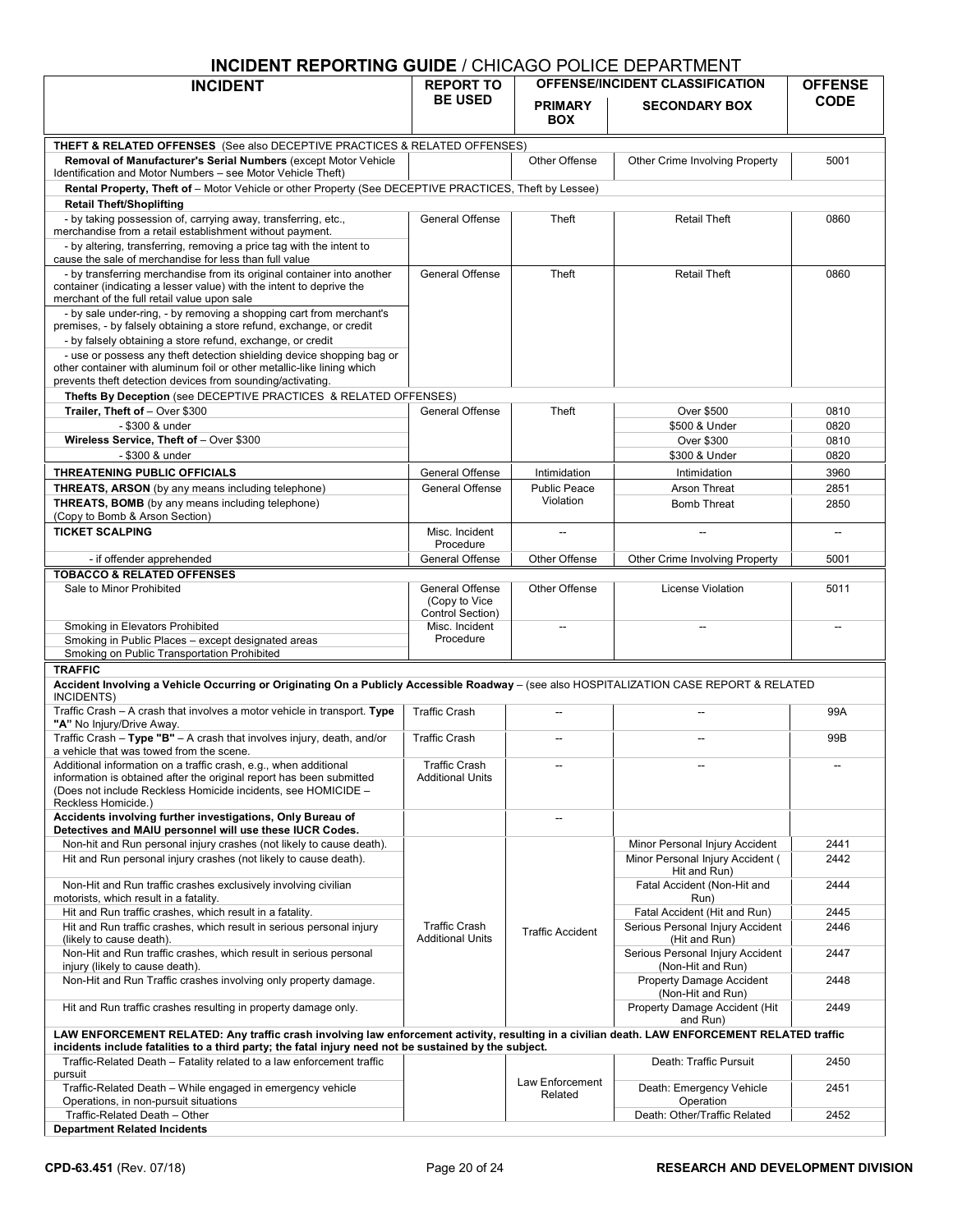# INCIDENT REPORTING GUIDE / CHICAGO POLICE DEPARTMENT

| INCIDENT | REPORT TO BE USED | OFFENSE/INCIDENT CLASSIFICATION | | OFFENSE CODE |
|---|---|---|---|---|
| | | PRIMARY BOX | SECONDARY BOX | |
| **THEFT & RELATED OFFENSES** (See also DECEPTIVE PRACTICES & RELATED OFFENSES) | | | | |
| **Removal of Manufacturer's Serial Numbers** (except Motor Vehicle Identification and Motor Numbers – see Motor Vehicle Theft) | | Other Offense | Other Crime Involving Property | 5001 |
| **Rental Property, Theft of** – Motor Vehicle or other Property (See DECEPTIVE PRACTICES, Theft by Lessee) | | | | |
| **Retail Theft/Shoplifting** | | | | |
| - by taking possession of, carrying away, transferring, etc., merchandise from a retail establishment without payment. | General Offense | Theft | Retail Theft | 0860 |
| - by altering, transferring, removing a price tag with the intent to cause the sale of merchandise for less than full value | | | | |
| - by transferring merchandise from its original container into another container (indicating a lesser value) with the intent to deprive the merchant of the full retail value upon sale | General Offense | Theft | Retail Theft | 0860 |
| - by sale under-ring, - by removing a shopping cart from merchant's premises, - by falsely obtaining a store refund, exchange, or credit | | | | |
| - by falsely obtaining a store refund, exchange, or credit | | | | |
| - use or possess any theft detection shielding device shopping bag or other container with aluminum foil or other metallic-like lining which prevents theft detection devices from sounding/activating. | | | | |
| **Thefts By Deception** (see DECEPTIVE PRACTICES & RELATED OFFENSES) | | | | |
| **Trailer, Theft of** – Over $300 | General Offense | Theft | Over $500 | 0810 |
| - $300 & under | | | $500 & Under | 0820 |
| **Wireless Service, Theft of** – Over $300 | | | Over $300 | 0810 |
| - $300 & under | | | $300 & Under | 0820 |
| **THREATENING PUBLIC OFFICIALS** | General Offense | Intimidation | Intimidation | 3960 |
| **THREATS, ARSON** (by any means including telephone) | General Offense | Public Peace Violation | Arson Threat | 2851 |
| **THREATS, BOMB** (by any means including telephone) (Copy to Bomb & Arson Section) | | | Bomb Threat | 2850 |
| **TICKET SCALPING** | Misc. Incident Procedure | -- | -- | -- |
| - if offender apprehended | General Offense | Other Offense | Other Crime Involving Property | 5001 |
| **TOBACCO & RELATED OFFENSES** | | | | |
| Sale to Minor Prohibited | General Offense (Copy to Vice Control Section) | Other Offense | License Violation | 5011 |
| Smoking in Elevators Prohibited | Misc. Incident Procedure | -- | -- | -- |
| Smoking in Public Places – except designated areas | | | | |
| Smoking on Public Transportation Prohibited | | | | |
| **TRAFFIC** | | | | |
| **Accident Involving a Vehicle Occurring or Originating On a Publicly Accessible Roadway** – (see also HOSPITALIZATION CASE REPORT & RELATED INCIDENTS) | | | | |
| Traffic Crash – A crash that involves a motor vehicle in transport. **Type "A"** No Injury/Drive Away. | Traffic Crash | -- | -- | 99A |
| Traffic Crash – **Type "B"** – A crash that involves injury, death, and/or a vehicle that was towed from the scene. | Traffic Crash | -- | -- | 99B |
| Additional information on a traffic crash, e.g., when additional information is obtained after the original report has been submitted (Does not include Reckless Homicide incidents, see HOMICIDE – Reckless Homicide.) | Traffic Crash Additional Units | -- | -- | -- |
| **Accidents involving further investigations, Only Bureau of Detectives and MAIU personnel will use these IUCR Codes.** | | -- | | |
| Non-hit and Run personal injury crashes (not likely to cause death). | Traffic Crash Additional Units | Traffic Accident | Minor Personal Injury Accident | 2441 |
| Hit and Run personal injury crashes (not likely to cause death). | | | Minor Personal Injury Accident ( Hit and Run) | 2442 |
| Non-Hit and Run traffic crashes exclusively involving civilian motorists, which result in a fatality. | | | Fatal Accident (Non-Hit and Run) | 2444 |
| Hit and Run traffic crashes, which result in a fatality. | | | Fatal Accident (Hit and Run) | 2445 |
| Hit and Run traffic crashes, which result in serious personal injury (likely to cause death). | | | Serious Personal Injury Accident (Hit and Run) | 2446 |
| Non-Hit and Run traffic crashes, which result in serious personal injury (likely to cause death). | | | Serious Personal Injury Accident (Non-Hit and Run) | 2447 |
| Non-Hit and Run Traffic crashes involving only property damage. | | | Property Damage Accident (Non-Hit and Run) | 2448 |
| Hit and Run traffic crashes resulting in property damage only. | | | Property Damage Accident (Hit and Run) | 2449 |
| **LAW ENFORCEMENT RELATED: Any traffic crash involving law enforcement activity, resulting in a civilian death. LAW ENFORCEMENT RELATED traffic incidents include fatalities to a third party; the fatal injury need not be sustained by the subject.** | | | | |
| Traffic-Related Death – Fatality related to a law enforcement traffic pursuit | | Law Enforcement Related | Death: Traffic Pursuit | 2450 |
| Traffic-Related Death – While engaged in emergency vehicle Operations, in non-pursuit situations | | | Death: Emergency Vehicle Operation | 2451 |
| Traffic-Related Death – Other | | | Death: Other/Traffic Related | 2452 |
| **Department Related Incidents** | | | | |

**CPD-63.451** (Rev. 07/18) — **RESEARCH AND DEVELOPMENT DIVISION**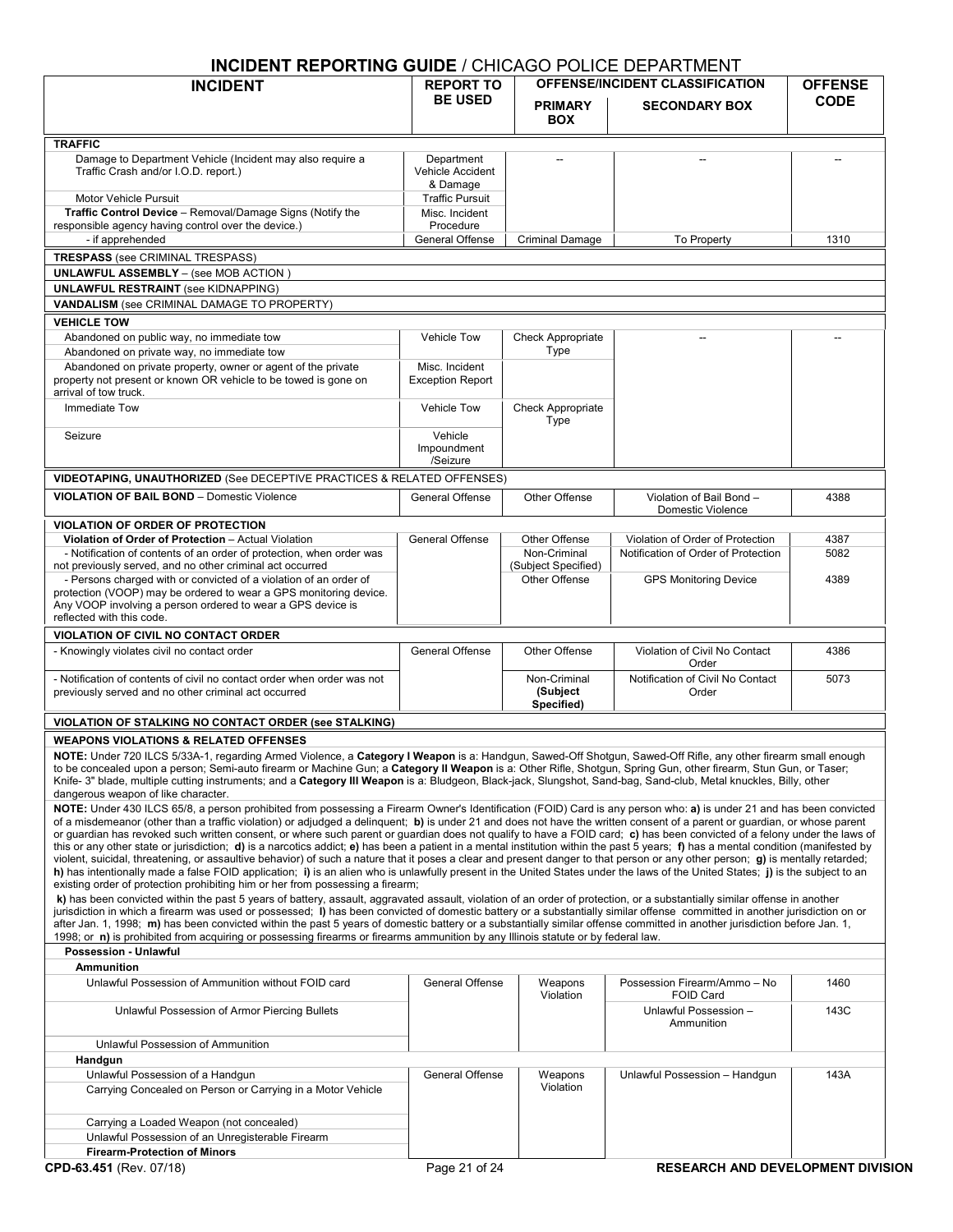# INCIDENT REPORTING GUIDE / CHICAGO POLICE DEPARTMENT

| INCIDENT | REPORT TO BE USED | OFFENSE/INCIDENT CLASSIFICATION PRIMARY BOX | OFFENSE/INCIDENT CLASSIFICATION SECONDARY BOX | OFFENSE CODE |
|---|---|---|---|---|
| **TRAFFIC** | | | | |
| Damage to Department Vehicle (Incident may also require a Traffic Crash and/or I.O.D. report.) | Department Vehicle Accident & Damage | -- | -- | -- |
| Motor Vehicle Pursuit | Traffic Pursuit | | | |
| **Traffic Control Device** – Removal/Damage Signs (Notify the responsible agency having control over the device.) | Misc. Incident Procedure | | | |
| - if apprehended | General Offense | Criminal Damage | To Property | 1310 |
| **TRESPASS** (see CRIMINAL TRESPASS) | | | | |
| **UNLAWFUL ASSEMBLY** – (see MOB ACTION ) | | | | |
| **UNLAWFUL RESTRAINT** (see KIDNAPPING) | | | | |
| **VANDALISM** (see CRIMINAL DAMAGE TO PROPERTY) | | | | |
| **VEHICLE TOW** | | | | |
| Abandoned on public way, no immediate tow | Vehicle Tow | Check Appropriate Type | -- | -- |
| Abandoned on private way, no immediate tow | | | | |
| Abandoned on private property, owner or agent of the private property not present or known OR vehicle to be towed is gone on arrival of tow truck. | Misc. Incident Exception Report | | | |
| Immediate Tow | Vehicle Tow | Check Appropriate Type | | |
| Seizure | Vehicle Impoundment /Seizure | | | |
| **VIDEOTAPING, UNAUTHORIZED** (See DECEPTIVE PRACTICES & RELATED OFFENSES) | | | | |
| **VIOLATION OF BAIL BOND** – Domestic Violence | General Offense | Other Offense | Violation of Bail Bond – Domestic Violence | 4388 |
| **VIOLATION OF ORDER OF PROTECTION** | | | | |
| **Violation of Order of Protection** – Actual Violation | General Offense | Other Offense | Violation of Order of Protection | 4387 |
| - Notification of contents of an order of protection, when order was not previously served, and no other criminal act occurred | | Non-Criminal (Subject Specified) | Notification of Order of Protection | 5082 |
| - Persons charged with or convicted of a violation of an order of protection (VOOP) may be ordered to wear a GPS monitoring device. Any VOOP involving a person ordered to wear a GPS device is reflected with this code. | | Other Offense | GPS Monitoring Device | 4389 |
| **VIOLATION OF CIVIL NO CONTACT ORDER** | | | | |
| - Knowingly violates civil no contact order | General Offense | Other Offense | Violation of Civil No Contact Order | 4386 |
| - Notification of contents of civil no contact order when order was not previously served and no other criminal act occurred | | Non-Criminal **(Subject Specified)** | Notification of Civil No Contact Order | 5073 |
| **VIOLATION OF STALKING NO CONTACT ORDER (see STALKING)** | | | | |
| **WEAPONS VIOLATIONS & RELATED OFFENSES** | | | | |

**NOTE:** Under 720 ILCS 5/33A-1, regarding Armed Violence, a **Category I Weapon** is a: Handgun, Sawed-Off Shotgun, Sawed-Off Rifle, any other firearm small enough to be concealed upon a person; Semi-auto firearm or Machine Gun; a **Category II Weapon** is a: Other Rifle, Shotgun, Spring Gun, other firearm, Stun Gun, or Taser; Knife- 3" blade, multiple cutting instruments; and a **Category III Weapon** is a: Bludgeon, Black-jack, Slungshot, Sand-bag, Sand-club, Metal knuckles, Billy, other dangerous weapon of like character.

**NOTE:** Under 430 ILCS 65/8, a person prohibited from possessing a Firearm Owner's Identification (FOID) Card is any person who: **a)** is under 21 and has been convicted of a misdemeanor (other than a traffic violation) or adjudged a delinquent; **b)** is under 21 and does not have the written consent of a parent or guardian, or whose parent or guardian has revoked such written consent, or where such parent or guardian does not qualify to have a FOID card; **c)** has been convicted of a felony under the laws of this or any other state or jurisdiction; **d)** is a narcotics addict; **e)** has been a patient in a mental institution within the past 5 years; **f)** has a mental condition (manifested by violent, suicidal, threatening, or assaultive behavior) of such a nature that it poses a clear and present danger to that person or any other person; **g)** is mentally retarded; **h)** has intentionally made a false FOID application; **i)** is an alien who is unlawfully present in the United States under the laws of the United States; **j)** is the subject to an existing order of protection prohibiting him or her from possessing a firearm;
**k)** has been convicted within the past 5 years of battery, assault, aggravated assault, violation of an order of protection, or a substantially similar offense in another jurisdiction in which a firearm was used or possessed; **l)** has been convicted of domestic battery or a substantially similar offense committed in another jurisdiction on or after Jan. 1, 1998; **m)** has been convicted within the past 5 years of domestic battery or a substantially similar offense committed in another jurisdiction before Jan. 1, 1998; or **n)** is prohibited from acquiring or possessing firearms or firearms ammunition by any Illinois statute or by federal law.

| INCIDENT | REPORT TO BE USED | PRIMARY BOX | SECONDARY BOX | OFFENSE CODE |
|---|---|---|---|---|
| **Possession - Unlawful** | | | | |
| **Ammunition** | | | | |
| Unlawful Possession of Ammunition without FOID card | General Offense | Weapons Violation | Possession Firearm/Ammo – No FOID Card | 1460 |
| Unlawful Possession of Armor Piercing Bullets | | | Unlawful Possession – Ammunition | 143C |
| Unlawful Possession of Ammunition | | | | |
| **Handgun** | | | | |
| Unlawful Possession of a Handgun | General Offense | Weapons Violation | Unlawful Possession – Handgun | 143A |
| Carrying Concealed on Person or Carrying in a Motor Vehicle | | | | |
| Carrying a Loaded Weapon (not concealed) | | | | |
| Unlawful Possession of an Unregisterable Firearm | | | | |
| **Firearm-Protection of Minors** | | | | |

CPD-63.451 (Rev. 07/18) — RESEARCH AND DEVELOPMENT DIVISION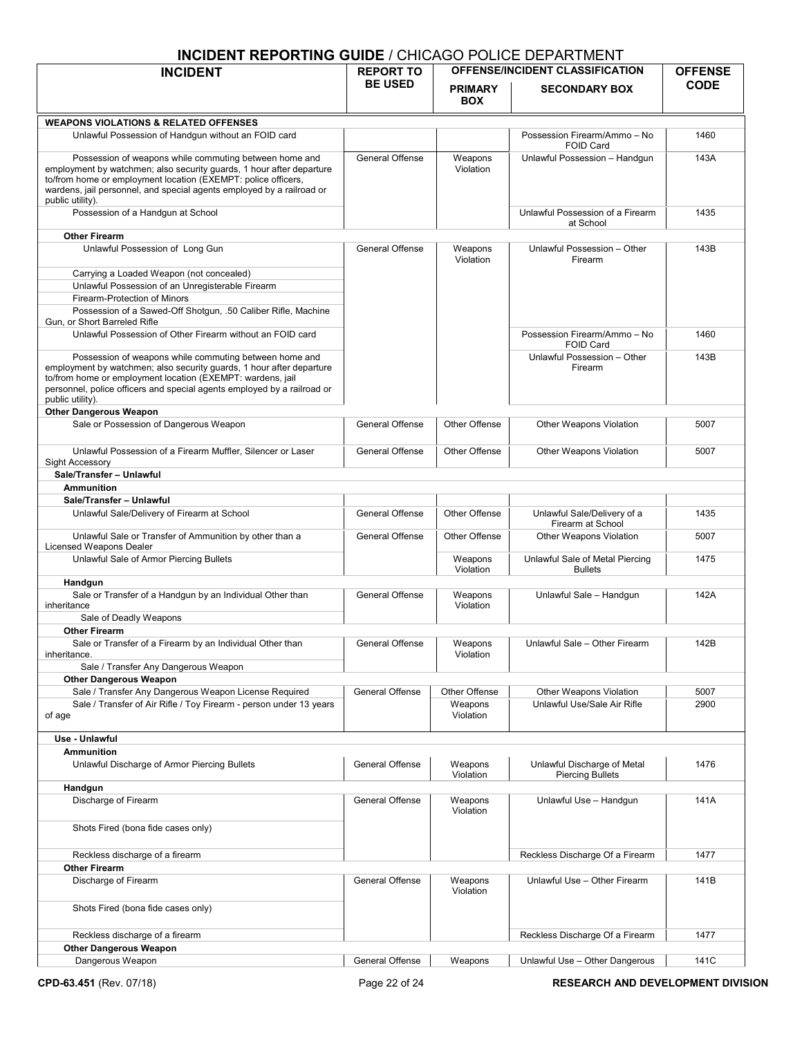## INCIDENT REPORTING GUIDE / CHICAGO POLICE DEPARTMENT

| INCIDENT | REPORT TO BE USED | OFFENSE/INCIDENT CLASSIFICATION | | OFFENSE CODE |
|---|---|---|---|---|
| | | PRIMARY BOX | SECONDARY BOX | |
| **WEAPONS VIOLATIONS & RELATED OFFENSES** | | | | |
| Unlawful Possession of Handgun without an FOID card | | | Possession Firearm/Ammo – No FOID Card | 1460 |
| Possession of weapons while commuting between home and employment by watchmen; also security guards, 1 hour after departure to/from home or employment location (EXEMPT: police officers, wardens, jail personnel, and special agents employed by a railroad or public utility). | General Offense | Weapons Violation | Unlawful Possession – Handgun | 143A |
| Possession of a Handgun at School | | | Unlawful Possession of a Firearm at School | 1435 |
| **Other Firearm** | | | | |
| Unlawful Possession of Long Gun | General Offense | Weapons Violation | Unlawful Possession – Other Firearm | 143B |
| Carrying a Loaded Weapon (not concealed) | | | | |
| Unlawful Possession of an Unregisterable Firearm | | | | |
| Firearm-Protection of Minors | | | | |
| Possession of a Sawed-Off Shotgun, .50 Caliber Rifle, Machine Gun, or Short Barreled Rifle | | | | |
| Unlawful Possession of Other Firearm without an FOID card | | | Possession Firearm/Ammo – No FOID Card | 1460 |
| Possession of weapons while commuting between home and employment by watchmen; also security guards, 1 hour after departure to/from home or employment location (EXEMPT: wardens, jail personnel, police officers and special agents employed by a railroad or public utility). | | | Unlawful Possession – Other Firearm | 143B |
| **Other Dangerous Weapon** | | | | |
| Sale or Possession of Dangerous Weapon | General Offense | Other Offense | Other Weapons Violation | 5007 |
| Unlawful Possession of a Firearm Muffler, Silencer or Laser Sight Accessory | General Offense | Other Offense | Other Weapons Violation | 5007 |
| **Sale/Transfer – Unlawful** | | | | |
| **Ammunition** | | | | |
| **Sale/Transfer – Unlawful** | | | | |
| Unlawful Sale/Delivery of Firearm at School | General Offense | Other Offense | Unlawful Sale/Delivery of a Firearm at School | 1435 |
| Unlawful Sale or Transfer of Ammunition by other than a Licensed Weapons Dealer | General Offense | Other Offense | Other Weapons Violation | 5007 |
| Unlawful Sale of Armor Piercing Bullets | | Weapons Violation | Unlawful Sale of Metal Piercing Bullets | 1475 |
| **Handgun** | | | | |
| Sale or Transfer of a Handgun by an Individual Other than inheritance | General Offense | Weapons Violation | Unlawful Sale – Handgun | 142A |
| Sale of Deadly Weapons | | | | |
| **Other Firearm** | | | | |
| Sale or Transfer of a Firearm by an Individual Other than inheritance. | General Offense | Weapons Violation | Unlawful Sale – Other Firearm | 142B |
| Sale / Transfer Any Dangerous Weapon | | | | |
| **Other Dangerous Weapon** | | | | |
| Sale / Transfer Any Dangerous Weapon License Required | General Offense | Other Offense | Other Weapons Violation | 5007 |
| Sale / Transfer of Air Rifle / Toy Firearm - person under 13 years of age | | Weapons Violation | Unlawful Use/Sale Air Rifle | 2900 |
| **Use - Unlawful** | | | | |
| **Ammunition** | | | | |
| Unlawful Discharge of Armor Piercing Bullets | General Offense | Weapons Violation | Unlawful Discharge of Metal Piercing Bullets | 1476 |
| **Handgun** | | | | |
| Discharge of Firearm | General Offense | Weapons Violation | Unlawful Use – Handgun | 141A |
| Shots Fired (bona fide cases only) | | | | |
| Reckless discharge of a firearm | | | Reckless Discharge Of a Firearm | 1477 |
| **Other Firearm** | | | | |
| Discharge of Firearm | General Offense | Weapons Violation | Unlawful Use – Other Firearm | 141B |
| Shots Fired (bona fide cases only) | | | | |
| Reckless discharge of a firearm | | | Reckless Discharge Of a Firearm | 1477 |
| **Other Dangerous Weapon** | | | | |
| Dangerous Weapon | General Offense | Weapons | Unlawful Use – Other Dangerous | 141C |

**CPD-63.451** (Rev. 07/18) **RESEARCH AND DEVELOPMENT DIVISION**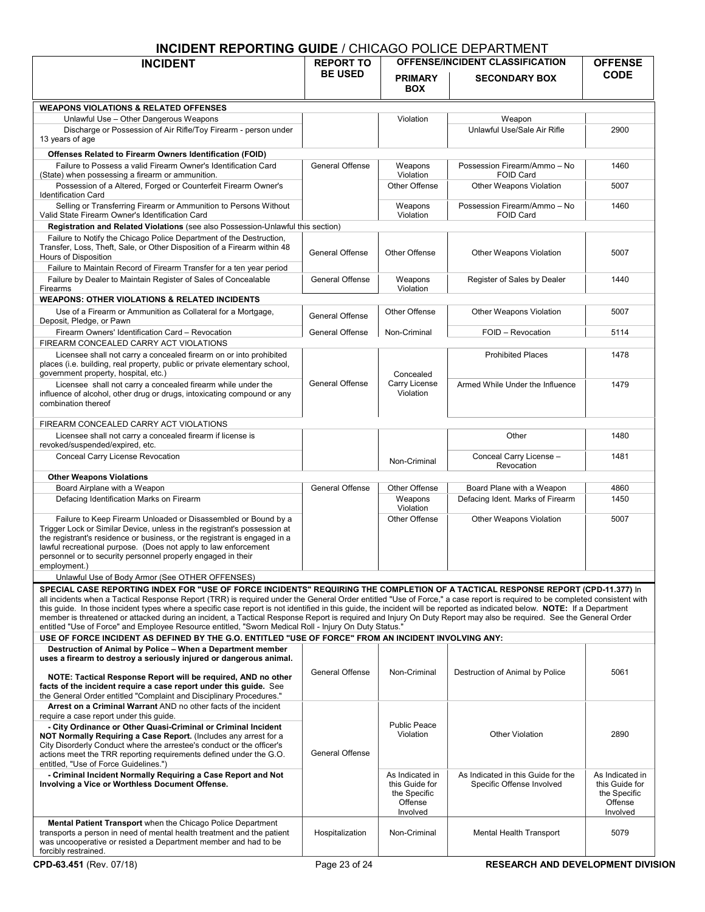# INCIDENT REPORTING GUIDE / CHICAGO POLICE DEPARTMENT

| INCIDENT | REPORT TO BE USED | OFFENSE/INCIDENT CLASSIFICATION PRIMARY BOX | SECONDARY BOX | OFFENSE CODE |
|---|---|---|---|---|
| **WEAPONS VIOLATIONS & RELATED OFFENSES** | | | | |
| Unlawful Use – Other Dangerous Weapons | | Violation | Weapon | |
| Discharge or Possession of Air Rifle/Toy Firearm - person under 13 years of age | | | Unlawful Use/Sale Air Rifle | 2900 |
| **Offenses Related to Firearm Owners Identification (FOID)** | | | | |
| Failure to Possess a valid Firearm Owner's Identification Card (State) when possessing a firearm or ammunition. | General Offense | Weapons Violation | Possession Firearm/Ammo – No FOID Card | 1460 |
| Possession of a Altered, Forged or Counterfeit Firearm Owner's Identification Card | | Other Offense | Other Weapons Violation | 5007 |
| Selling or Transferring Firearm or Ammunition to Persons Without Valid State Firearm Owner's Identification Card | | Weapons Violation | Possession Firearm/Ammo – No FOID Card | 1460 |
| **Registration and Related Violations** (see also Possession-Unlawful this section) | | | | |
| Failure to Notify the Chicago Police Department of the Destruction, Transfer, Loss, Theft, Sale, or Other Disposition of a Firearm within 48 Hours of Disposition | General Offense | Other Offense | Other Weapons Violation | 5007 |
| Failure to Maintain Record of Firearm Transfer for a ten year period | | | | |
| Failure by Dealer to Maintain Register of Sales of Concealable Firearms | General Offense | Weapons Violation | Register of Sales by Dealer | 1440 |
| **WEAPONS: OTHER VIOLATIONS & RELATED INCIDENTS** | | | | |
| Use of a Firearm or Ammunition as Collateral for a Mortgage, Deposit, Pledge, or Pawn | General Offense | Other Offense | Other Weapons Violation | 5007 |
| Firearm Owners' Identification Card – Revocation | General Offense | Non-Criminal | FOID – Revocation | 5114 |
| FIREARM CONCEALED CARRY ACT VIOLATIONS | | | | |
| Licensee shall not carry a concealed firearm on or into prohibited places (i.e. building, real property, public or private elementary school, government property, hospital, etc.) | General Offense | Concealed Carry License Violation | Prohibited Places | 1478 |
| Licensee shall not carry a concealed firearm while under the influence of alcohol, other drug or drugs, intoxicating compound or any combination thereof | | | Armed While Under the Influence | 1479 |
| FIREARM CONCEALED CARRY ACT VIOLATIONS | | | | |
| Licensee shall not carry a concealed firearm if license is revoked/suspended/expired, etc. | | | Other | 1480 |
| Conceal Carry License Revocation | | Non-Criminal | Conceal Carry License – Revocation | 1481 |
| **Other Weapons Violations** | | | | |
| Board Airplane with a Weapon | General Offense | Other Offense | Board Plane with a Weapon | 4860 |
| Defacing Identification Marks on Firearm | | Weapons Violation | Defacing Ident. Marks of Firearm | 1450 |
| Failure to Keep Firearm Unloaded or Disassembled or Bound by a Trigger Lock or Similar Device, unless in the registrant's possession at the registrant's residence or business, or the registrant is engaged in a lawful recreational purpose. (Does not apply to law enforcement personnel or to security personnel properly engaged in their employment.) | | Other Offense | Other Weapons Violation | 5007 |
| Unlawful Use of Body Armor (See OTHER OFFENSES) | | | | |
| **SPECIAL CASE REPORTING INDEX FOR "USE OF FORCE INCIDENTS" REQUIRING THE COMPLETION OF A TACTICAL RESPONSE REPORT (CPD-11.377)** In all incidents when a Tactical Response Report (TRR) is required under the General Order entitled "Use of Force," a case report is required to be completed consistent with this guide. In those incident types where a specific case report is not identified in this guide, the incident will be reported as indicated below. **NOTE:** If a Department member is threatened or attacked during an incident, a Tactical Response Report is required and Injury On Duty Report may also be required. See the General Order entitled "Use of Force" and Employee Resource entitled, "Sworn Medical Roll - Injury On Duty Status." | | | | |
| **USE OF FORCE INCIDENT AS DEFINED BY THE G.O. ENTITLED "USE OF FORCE" FROM AN INCIDENT INVOLVING ANY:** | | | | |
| **Destruction of Animal by Police – When a Department member uses a firearm to destroy a seriously injured or dangerous animal.** **NOTE: Tactical Response Report will be required, AND no other facts of the incident require a case report under this guide.** See the General Order entitled "Complaint and Disciplinary Procedures." | General Offense | Non-Criminal | Destruction of Animal by Police | 5061 |
| **Arrest on a Criminal Warrant** AND no other facts of the incident require a case report under this guide. **- City Ordinance or Other Quasi-Criminal or Criminal Incident NOT Normally Requiring a Case Report.** (Includes any arrest for a City Disorderly Conduct where the arrestee's conduct or the officer's actions meet the TRR reporting requirements defined under the G.O. entitled, "Use of Force Guidelines.") | General Offense | Public Peace Violation | Other Violation | 2890 |
| **- Criminal Incident Normally Requiring a Case Report and Not Involving a Vice or Worthless Document Offense.** | | As Indicated in this Guide for the Specific Offense Involved | As Indicated in this Guide for the Specific Offense Involved | As Indicated in this Guide for the Specific Offense Involved |
| **Mental Patient Transport** when the Chicago Police Department transports a person in need of mental health treatment and the patient was uncooperative or resisted a Department member and had to be forcibly restrained. | Hospitalization | Non-Criminal | Mental Health Transport | 5079 |

**CPD-63.451** (Rev. 07/18) **RESEARCH AND DEVELOPMENT DIVISION**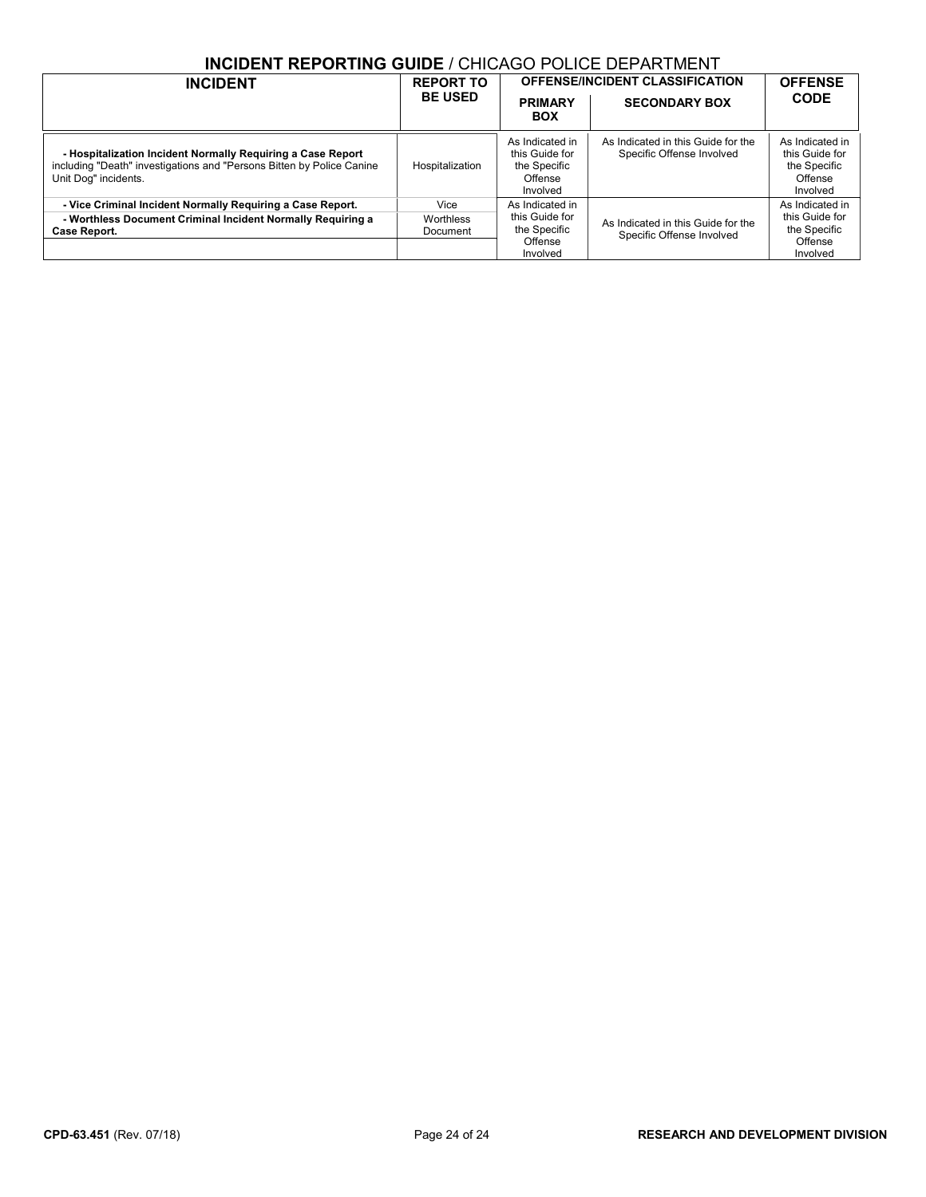## INCIDENT REPORTING GUIDE / CHICAGO POLICE DEPARTMENT

| INCIDENT | REPORT TO BE USED | OFFENSE/INCIDENT CLASSIFICATION | | OFFENSE CODE |
|---|---|---|---|---|
| | | PRIMARY BOX | SECONDARY BOX | |
| **- Hospitalization Incident Normally Requiring a Case Report** including "Death" investigations and "Persons Bitten by Police Canine Unit Dog" incidents. | Hospitalization | As Indicated in this Guide for the Specific Offense Involved | As Indicated in this Guide for the Specific Offense Involved | As Indicated in this Guide for the Specific Offense Involved |
| **- Vice Criminal Incident Normally Requiring a Case Report.** | Vice | As Indicated in this Guide for the Specific Offense Involved | As Indicated in this Guide for the Specific Offense Involved | As Indicated in this Guide for the Specific Offense Involved |
| **- Worthless Document Criminal Incident Normally Requiring a Case Report.** | Worthless Document | | | |